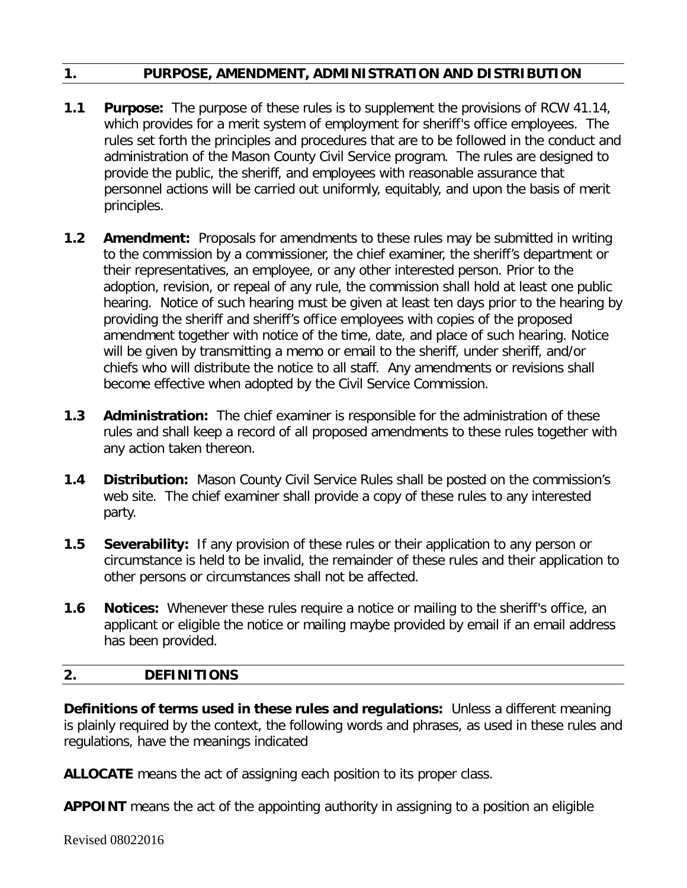## 1. PURPOSE, AMENDMENT, ADMINISTRATION AND DISTRIBUTION

**1.1 Purpose:** The purpose of these rules is to supplement the provisions of RCW 41.14, which provides for a merit system of employment for sheriff's office employees. The rules set forth the principles and procedures that are to be followed in the conduct and administration of the Mason County Civil Service program. The rules are designed to provide the public, the sheriff, and employees with reasonable assurance that personnel actions will be carried out uniformly, equitably, and upon the basis of merit principles.

**1.2 Amendment:** Proposals for amendments to these rules may be submitted in writing to the commission by a commissioner, the chief examiner, the sheriff's department or their representatives, an employee, or any other interested person. Prior to the adoption, revision, or repeal of any rule, the commission shall hold at least one public hearing. Notice of such hearing must be given at least ten days prior to the hearing by providing the sheriff and sheriff's office employees with copies of the proposed amendment together with notice of the time, date, and place of such hearing. Notice will be given by transmitting a memo or email to the sheriff, under sheriff, and/or chiefs who will distribute the notice to all staff. Any amendments or revisions shall become effective when adopted by the Civil Service Commission.

**1.3 Administration:** The chief examiner is responsible for the administration of these rules and shall keep a record of all proposed amendments to these rules together with any action taken thereon.

**1.4 Distribution:** Mason County Civil Service Rules shall be posted on the commission's web site. The chief examiner shall provide a copy of these rules to any interested party.

**1.5 Severability:** If any provision of these rules or their application to any person or circumstance is held to be invalid, the remainder of these rules and their application to other persons or circumstances shall not be affected.

**1.6 Notices:** Whenever these rules require a notice or mailing to the sheriff's office, an applicant or eligible the notice or mailing maybe provided by email if an email address has been provided.

## 2. DEFINITIONS

**Definitions of terms used in these rules and regulations:** Unless a different meaning is plainly required by the context, the following words and phrases, as used in these rules and regulations, have the meanings indicated

**ALLOCATE** means the act of assigning each position to its proper class.

**APPOINT** means the act of the appointing authority in assigning to a position an eligible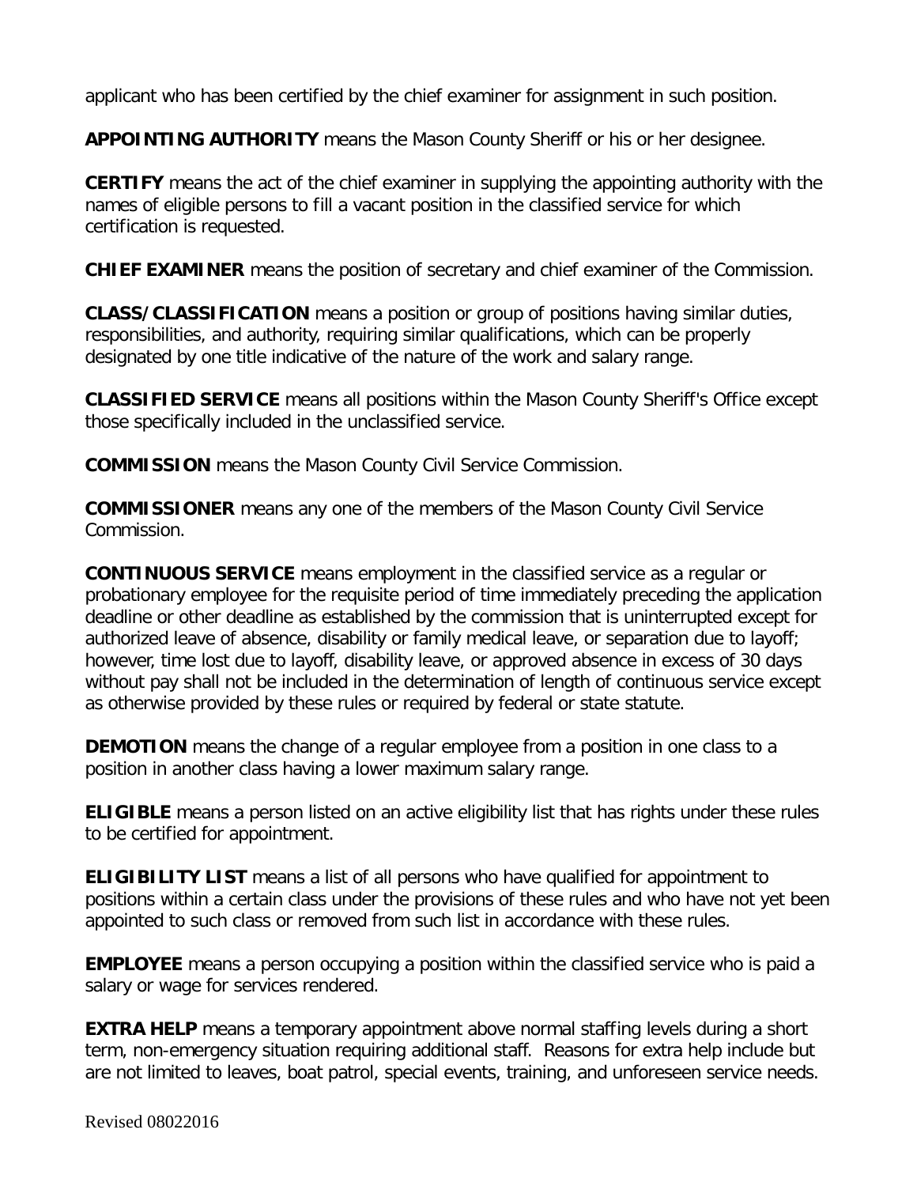applicant who has been certified by the chief examiner for assignment in such position.

**APPOINTING AUTHORITY** means the Mason County Sheriff or his or her designee.

**CERTIFY** means the act of the chief examiner in supplying the appointing authority with the names of eligible persons to fill a vacant position in the classified service for which certification is requested.

**CHIEF EXAMINER** means the position of secretary and chief examiner of the Commission.

**CLASS/CLASSIFICATION** means a position or group of positions having similar duties, responsibilities, and authority, requiring similar qualifications, which can be properly designated by one title indicative of the nature of the work and salary range.

**CLASSIFIED SERVICE** means all positions within the Mason County Sheriff's Office except those specifically included in the unclassified service.

**COMMISSION** means the Mason County Civil Service Commission.

**COMMISSIONER** means any one of the members of the Mason County Civil Service Commission.

**CONTINUOUS SERVICE** means employment in the classified service as a regular or probationary employee for the requisite period of time immediately preceding the application deadline or other deadline as established by the commission that is uninterrupted except for authorized leave of absence, disability or family medical leave, or separation due to layoff; however, time lost due to layoff, disability leave, or approved absence in excess of 30 days without pay shall not be included in the determination of length of continuous service except as otherwise provided by these rules or required by federal or state statute.

**DEMOTION** means the change of a regular employee from a position in one class to a position in another class having a lower maximum salary range.

**ELIGIBLE** means a person listed on an active eligibility list that has rights under these rules to be certified for appointment.

**ELIGIBILITY LIST** means a list of all persons who have qualified for appointment to positions within a certain class under the provisions of these rules and who have not yet been appointed to such class or removed from such list in accordance with these rules.

**EMPLOYEE** means a person occupying a position within the classified service who is paid a salary or wage for services rendered.

**EXTRA HELP** means a temporary appointment above normal staffing levels during a short term, non-emergency situation requiring additional staff. Reasons for extra help include but are not limited to leaves, boat patrol, special events, training, and unforeseen service needs.

Revised 08022016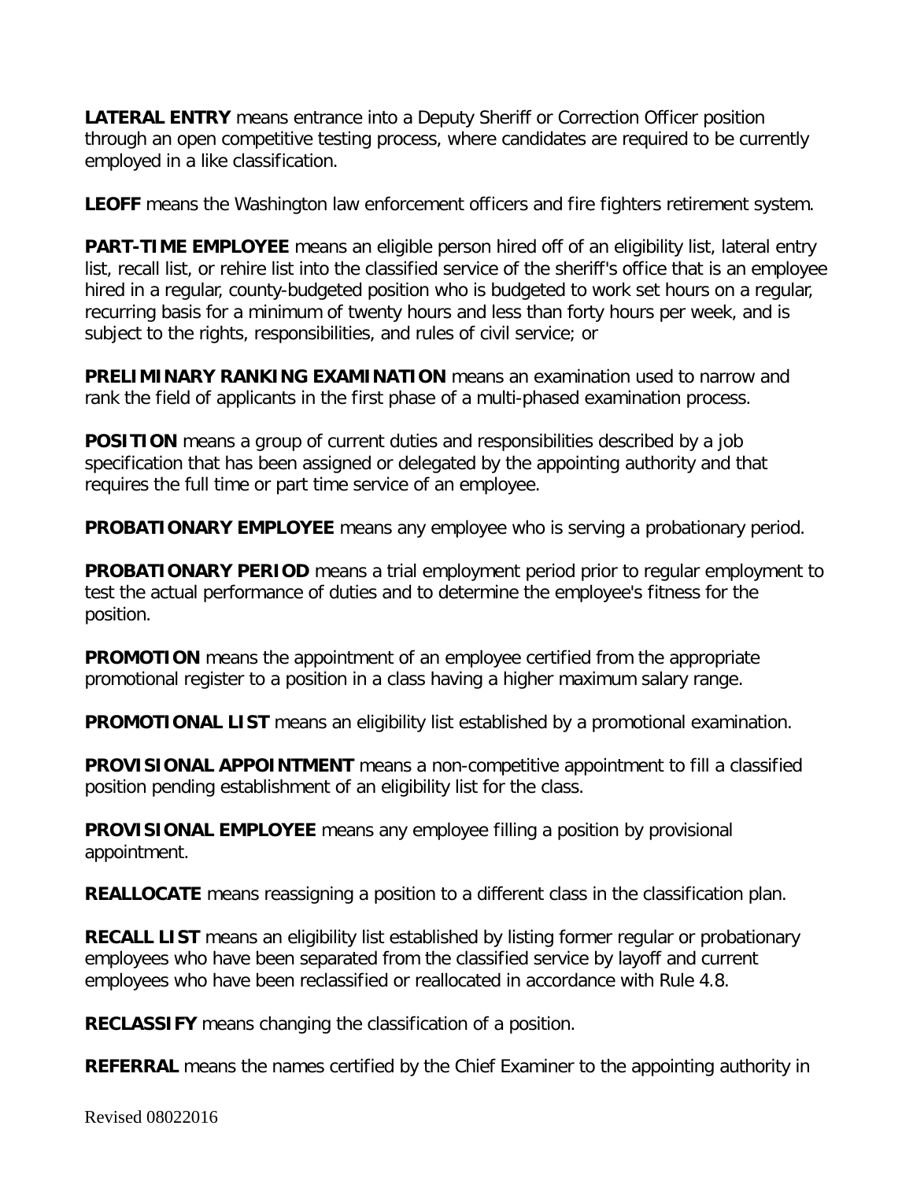**LATERAL ENTRY** means entrance into a Deputy Sheriff or Correction Officer position through an open competitive testing process, where candidates are required to be currently employed in a like classification.

**LEOFF** means the Washington law enforcement officers and fire fighters retirement system.

**PART-TIME EMPLOYEE** means an eligible person hired off of an eligibility list, lateral entry list, recall list, or rehire list into the classified service of the sheriff's office that is an employee hired in a regular, county-budgeted position who is budgeted to work set hours on a regular, recurring basis for a minimum of twenty hours and less than forty hours per week, and is subject to the rights, responsibilities, and rules of civil service; or

**PRELIMINARY RANKING EXAMINATION** means an examination used to narrow and rank the field of applicants in the first phase of a multi-phased examination process.

**POSITION** means a group of current duties and responsibilities described by a job specification that has been assigned or delegated by the appointing authority and that requires the full time or part time service of an employee.

**PROBATIONARY EMPLOYEE** means any employee who is serving a probationary period.

**PROBATIONARY PERIOD** means a trial employment period prior to regular employment to test the actual performance of duties and to determine the employee's fitness for the position.

**PROMOTION** means the appointment of an employee certified from the appropriate promotional register to a position in a class having a higher maximum salary range.

**PROMOTIONAL LIST** means an eligibility list established by a promotional examination.

**PROVISIONAL APPOINTMENT** means a non-competitive appointment to fill a classified position pending establishment of an eligibility list for the class.

**PROVISIONAL EMPLOYEE** means any employee filling a position by provisional appointment.

**REALLOCATE** means reassigning a position to a different class in the classification plan.

**RECALL LIST** means an eligibility list established by listing former regular or probationary employees who have been separated from the classified service by layoff and current employees who have been reclassified or reallocated in accordance with Rule 4.8.

**RECLASSIFY** means changing the classification of a position.

**REFERRAL** means the names certified by the Chief Examiner to the appointing authority in

Revised 08022016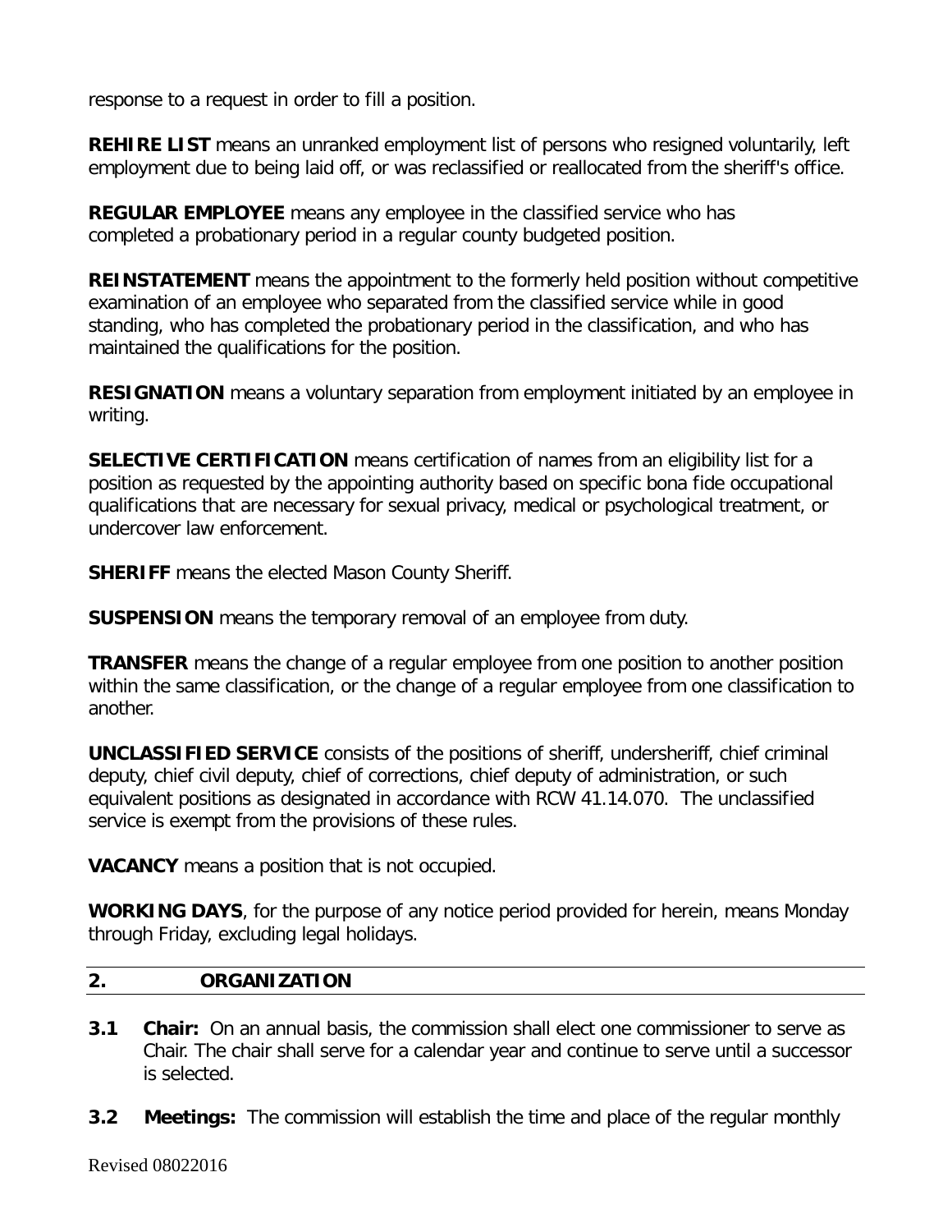response to a request in order to fill a position.

**REHIRE LIST** means an unranked employment list of persons who resigned voluntarily, left employment due to being laid off, or was reclassified or reallocated from the sheriff's office.

**REGULAR EMPLOYEE** means any employee in the classified service who has completed a probationary period in a regular county budgeted position.

**REINSTATEMENT** means the appointment to the formerly held position without competitive examination of an employee who separated from the classified service while in good standing, who has completed the probationary period in the classification, and who has maintained the qualifications for the position.

**RESIGNATION** means a voluntary separation from employment initiated by an employee in writing.

**SELECTIVE CERTIFICATION** means certification of names from an eligibility list for a position as requested by the appointing authority based on specific bona fide occupational qualifications that are necessary for sexual privacy, medical or psychological treatment, or undercover law enforcement.

**SHERIFF** means the elected Mason County Sheriff.

**SUSPENSION** means the temporary removal of an employee from duty.

**TRANSFER** means the change of a regular employee from one position to another position within the same classification, or the change of a regular employee from one classification to another.

**UNCLASSIFIED SERVICE** consists of the positions of sheriff, undersheriff, chief criminal deputy, chief civil deputy, chief of corrections, chief deputy of administration, or such equivalent positions as designated in accordance with RCW 41.14.070. The unclassified service is exempt from the provisions of these rules.

**VACANCY** means a position that is not occupied.

**WORKING DAYS**, for the purpose of any notice period provided for herein, means Monday through Friday, excluding legal holidays.

## 2. ORGANIZATION

**3.1 Chair:** On an annual basis, the commission shall elect one commissioner to serve as Chair. The chair shall serve for a calendar year and continue to serve until a successor is selected.

**3.2 Meetings:** The commission will establish the time and place of the regular monthly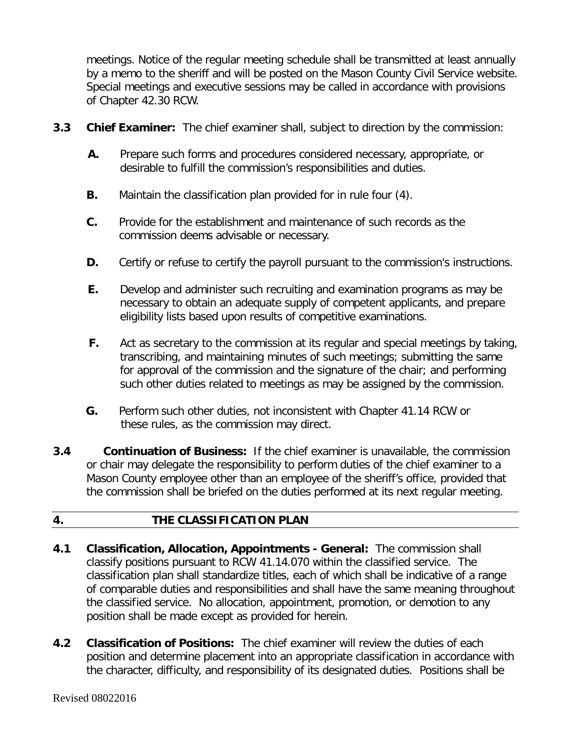meetings. Notice of the regular meeting schedule shall be transmitted at least annually by a memo to the sheriff and will be posted on the Mason County Civil Service website. Special meetings and executive sessions may be called in accordance with provisions of Chapter 42.30 RCW.

**3.3 Chief Examiner:** The chief examiner shall, subject to direction by the commission:

**A.** Prepare such forms and procedures considered necessary, appropriate, or desirable to fulfill the commission's responsibilities and duties.

**B.** Maintain the classification plan provided for in rule four (4).

**C.** Provide for the establishment and maintenance of such records as the commission deems advisable or necessary.

**D.** Certify or refuse to certify the payroll pursuant to the commission's instructions.

**E.** Develop and administer such recruiting and examination programs as may be necessary to obtain an adequate supply of competent applicants, and prepare eligibility lists based upon results of competitive examinations.

**F.** Act as secretary to the commission at its regular and special meetings by taking, transcribing, and maintaining minutes of such meetings; submitting the same for approval of the commission and the signature of the chair; and performing such other duties related to meetings as may be assigned by the commission.

**G.** Perform such other duties, not inconsistent with Chapter 41.14 RCW or these rules, as the commission may direct.

**3.4 Continuation of Business:** If the chief examiner is unavailable, the commission or chair may delegate the responsibility to perform duties of the chief examiner to a Mason County employee other than an employee of the sheriff's office, provided that the commission shall be briefed on the duties performed at its next regular meeting.

## 4. THE CLASSIFICATION PLAN

**4.1 Classification, Allocation, Appointments - General:** The commission shall classify positions pursuant to RCW 41.14.070 within the classified service. The classification plan shall standardize titles, each of which shall be indicative of a range of comparable duties and responsibilities and shall have the same meaning throughout the classified service. No allocation, appointment, promotion, or demotion to any position shall be made except as provided for herein.

**4.2 Classification of Positions:** The chief examiner will review the duties of each position and determine placement into an appropriate classification in accordance with the character, difficulty, and responsibility of its designated duties. Positions shall be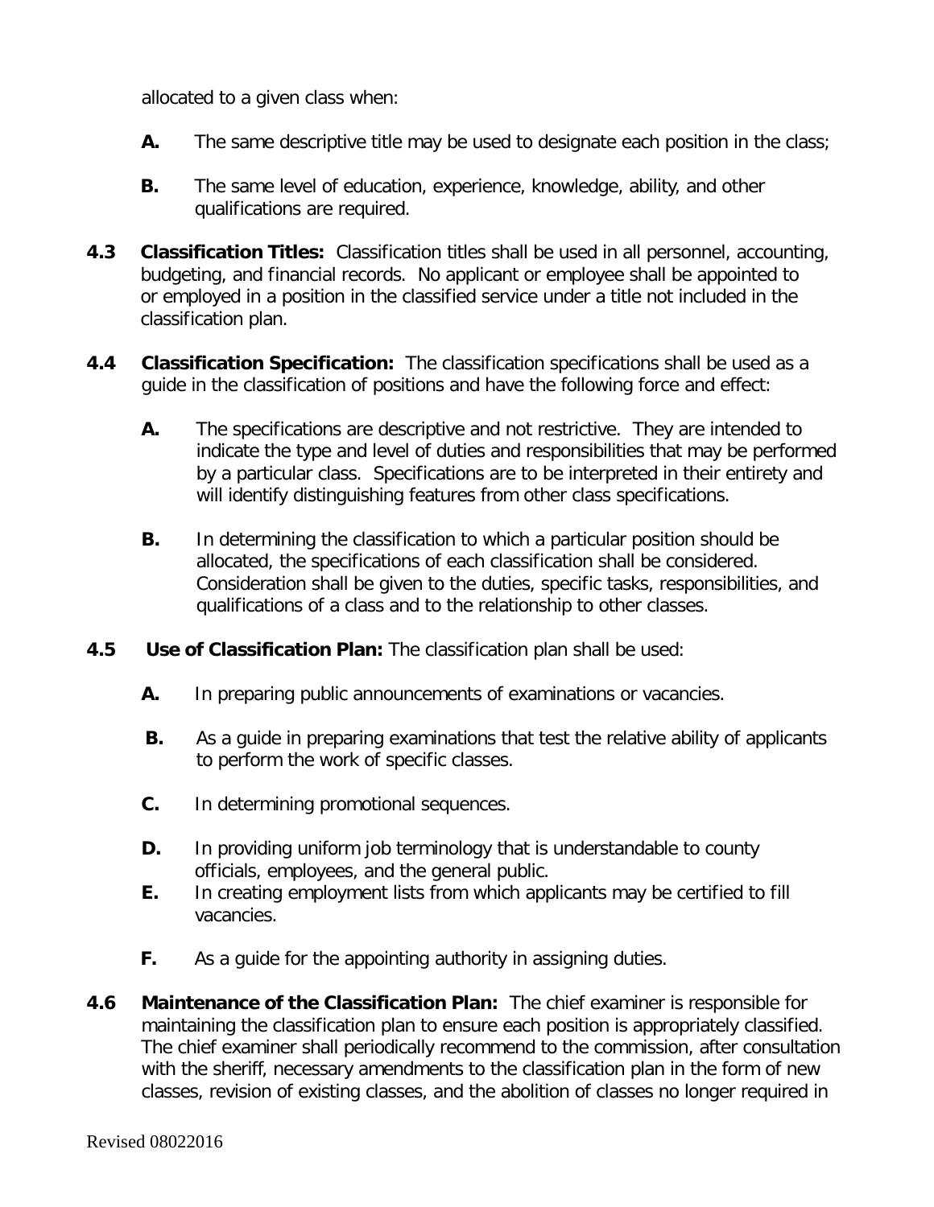allocated to a given class when:

**A.** The same descriptive title may be used to designate each position in the class;

**B.** The same level of education, experience, knowledge, ability, and other qualifications are required.

**4.3 Classification Titles:** Classification titles shall be used in all personnel, accounting, budgeting, and financial records. No applicant or employee shall be appointed to or employed in a position in the classified service under a title not included in the classification plan.

**4.4 Classification Specification:** The classification specifications shall be used as a guide in the classification of positions and have the following force and effect:

**A.** The specifications are descriptive and not restrictive. They are intended to indicate the type and level of duties and responsibilities that may be performed by a particular class. Specifications are to be interpreted in their entirety and will identify distinguishing features from other class specifications.

**B.** In determining the classification to which a particular position should be allocated, the specifications of each classification shall be considered. Consideration shall be given to the duties, specific tasks, responsibilities, and qualifications of a class and to the relationship to other classes.

**4.5 Use of Classification Plan:** The classification plan shall be used:

**A.** In preparing public announcements of examinations or vacancies.

**B.** As a guide in preparing examinations that test the relative ability of applicants to perform the work of specific classes.

**C.** In determining promotional sequences.

**D.** In providing uniform job terminology that is understandable to county officials, employees, and the general public.

**E.** In creating employment lists from which applicants may be certified to fill vacancies.

**F.** As a guide for the appointing authority in assigning duties.

**4.6 Maintenance of the Classification Plan:** The chief examiner is responsible for maintaining the classification plan to ensure each position is appropriately classified. The chief examiner shall periodically recommend to the commission, after consultation with the sheriff, necessary amendments to the classification plan in the form of new classes, revision of existing classes, and the abolition of classes no longer required in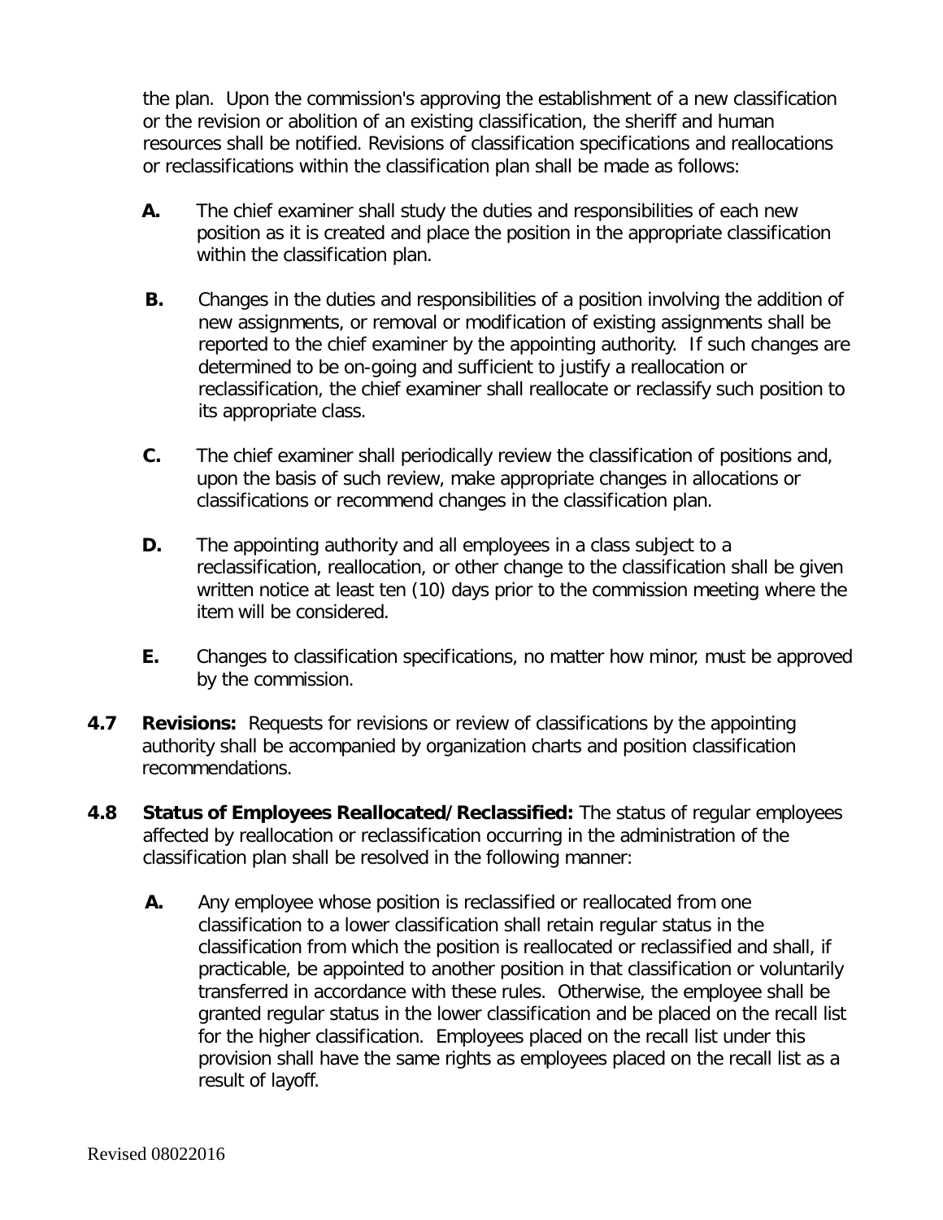the plan. Upon the commission's approving the establishment of a new classification or the revision or abolition of an existing classification, the sheriff and human resources shall be notified. Revisions of classification specifications and reallocations or reclassifications within the classification plan shall be made as follows:

**A.** The chief examiner shall study the duties and responsibilities of each new position as it is created and place the position in the appropriate classification within the classification plan.

**B.** Changes in the duties and responsibilities of a position involving the addition of new assignments, or removal or modification of existing assignments shall be reported to the chief examiner by the appointing authority. If such changes are determined to be on-going and sufficient to justify a reallocation or reclassification, the chief examiner shall reallocate or reclassify such position to its appropriate class.

**C.** The chief examiner shall periodically review the classification of positions and, upon the basis of such review, make appropriate changes in allocations or classifications or recommend changes in the classification plan.

**D.** The appointing authority and all employees in a class subject to a reclassification, reallocation, or other change to the classification shall be given written notice at least ten (10) days prior to the commission meeting where the item will be considered.

**E.** Changes to classification specifications, no matter how minor, must be approved by the commission.

**4.7 Revisions:** Requests for revisions or review of classifications by the appointing authority shall be accompanied by organization charts and position classification recommendations.

**4.8 Status of Employees Reallocated/Reclassified:** The status of regular employees affected by reallocation or reclassification occurring in the administration of the classification plan shall be resolved in the following manner:

**A.** Any employee whose position is reclassified or reallocated from one classification to a lower classification shall retain regular status in the classification from which the position is reallocated or reclassified and shall, if practicable, be appointed to another position in that classification or voluntarily transferred in accordance with these rules. Otherwise, the employee shall be granted regular status in the lower classification and be placed on the recall list for the higher classification. Employees placed on the recall list under this provision shall have the same rights as employees placed on the recall list as a result of layoff.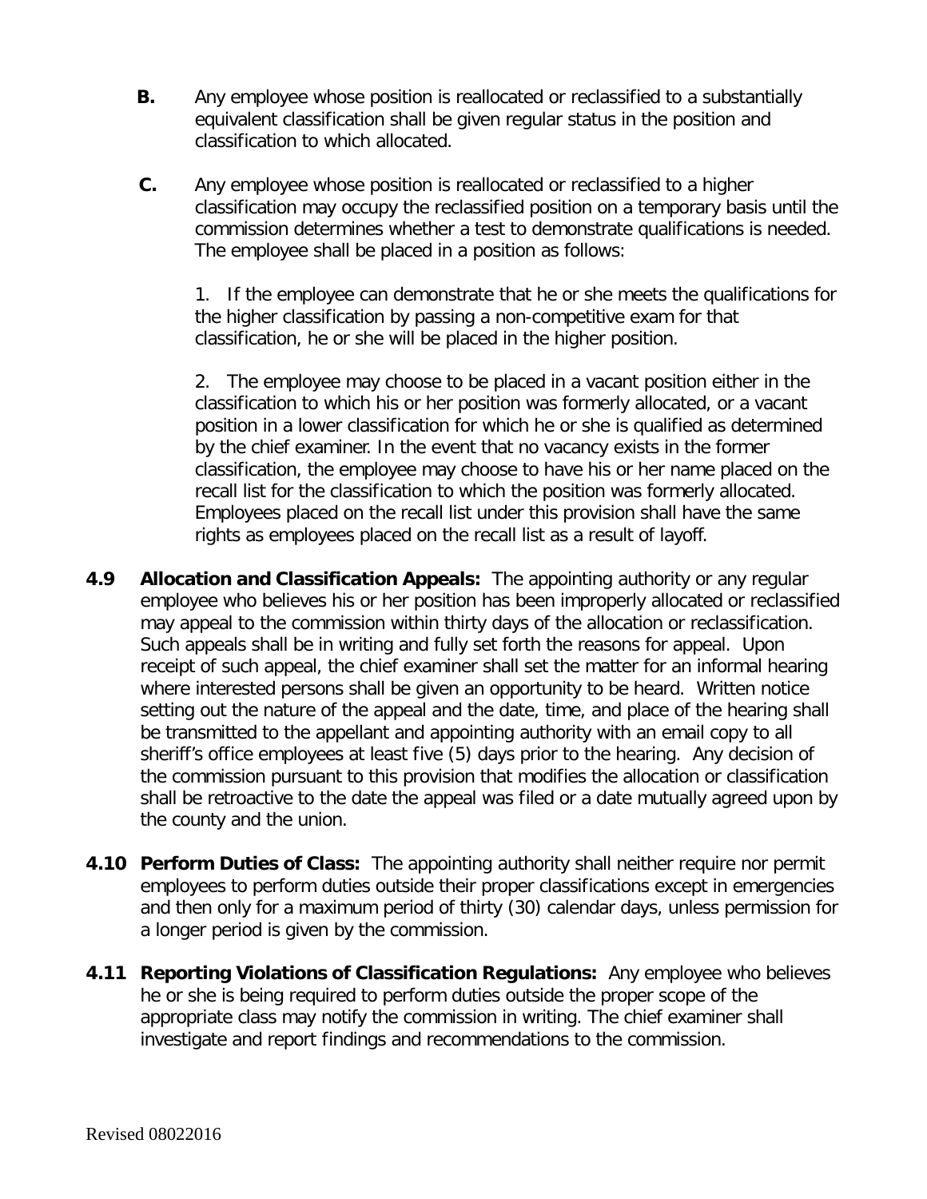**B.** Any employee whose position is reallocated or reclassified to a substantially equivalent classification shall be given regular status in the position and classification to which allocated.

**C.** Any employee whose position is reallocated or reclassified to a higher classification may occupy the reclassified position on a temporary basis until the commission determines whether a test to demonstrate qualifications is needed. The employee shall be placed in a position as follows:

1. If the employee can demonstrate that he or she meets the qualifications for the higher classification by passing a non-competitive exam for that classification, he or she will be placed in the higher position.

2. The employee may choose to be placed in a vacant position either in the classification to which his or her position was formerly allocated, or a vacant position in a lower classification for which he or she is qualified as determined by the chief examiner. In the event that no vacancy exists in the former classification, the employee may choose to have his or her name placed on the recall list for the classification to which the position was formerly allocated. Employees placed on the recall list under this provision shall have the same rights as employees placed on the recall list as a result of layoff.

**4.9 Allocation and Classification Appeals:** The appointing authority or any regular employee who believes his or her position has been improperly allocated or reclassified may appeal to the commission within thirty days of the allocation or reclassification. Such appeals shall be in writing and fully set forth the reasons for appeal. Upon receipt of such appeal, the chief examiner shall set the matter for an informal hearing where interested persons shall be given an opportunity to be heard. Written notice setting out the nature of the appeal and the date, time, and place of the hearing shall be transmitted to the appellant and appointing authority with an email copy to all sheriff's office employees at least five (5) days prior to the hearing. Any decision of the commission pursuant to this provision that modifies the allocation or classification shall be retroactive to the date the appeal was filed or a date mutually agreed upon by the county and the union.

**4.10 Perform Duties of Class:** The appointing authority shall neither require nor permit employees to perform duties outside their proper classifications except in emergencies and then only for a maximum period of thirty (30) calendar days, unless permission for a longer period is given by the commission.

**4.11 Reporting Violations of Classification Regulations:** Any employee who believes he or she is being required to perform duties outside the proper scope of the appropriate class may notify the commission in writing. The chief examiner shall investigate and report findings and recommendations to the commission.

Revised 08022016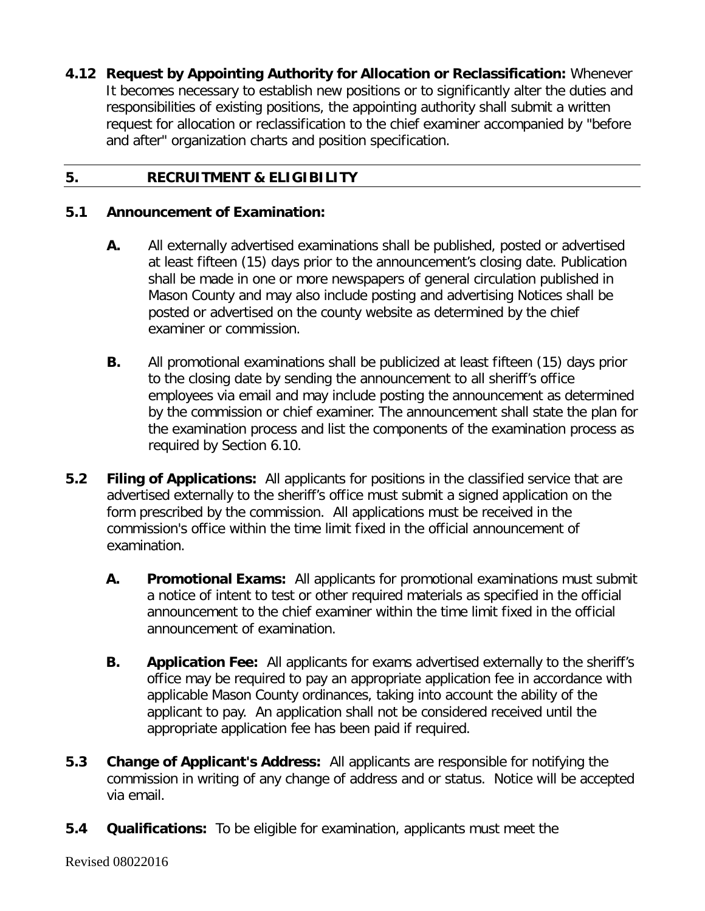**4.12 Request by Appointing Authority for Allocation or Reclassification:** Whenever It becomes necessary to establish new positions or to significantly alter the duties and responsibilities of existing positions, the appointing authority shall submit a written request for allocation or reclassification to the chief examiner accompanied by "before and after" organization charts and position specification.

## 5. RECRUITMENT & ELIGIBILITY

**5.1 Announcement of Examination:**

**A.** All externally advertised examinations shall be published, posted or advertised at least fifteen (15) days prior to the announcement's closing date. Publication shall be made in one or more newspapers of general circulation published in Mason County and may also include posting and advertising Notices shall be posted or advertised on the county website as determined by the chief examiner or commission.

**B.** All promotional examinations shall be publicized at least fifteen (15) days prior to the closing date by sending the announcement to all sheriff's office employees via email and may include posting the announcement as determined by the commission or chief examiner. The announcement shall state the plan for the examination process and list the components of the examination process as required by Section 6.10.

**5.2 Filing of Applications:** All applicants for positions in the classified service that are advertised externally to the sheriff's office must submit a signed application on the form prescribed by the commission. All applications must be received in the commission's office within the time limit fixed in the official announcement of examination.

**A. Promotional Exams:** All applicants for promotional examinations must submit a notice of intent to test or other required materials as specified in the official announcement to the chief examiner within the time limit fixed in the official announcement of examination.

**B. Application Fee:** All applicants for exams advertised externally to the sheriff's office may be required to pay an appropriate application fee in accordance with applicable Mason County ordinances, taking into account the ability of the applicant to pay. An application shall not be considered received until the appropriate application fee has been paid if required.

**5.3 Change of Applicant's Address:** All applicants are responsible for notifying the commission in writing of any change of address and or status. Notice will be accepted via email.

**5.4 Qualifications:** To be eligible for examination, applicants must meet the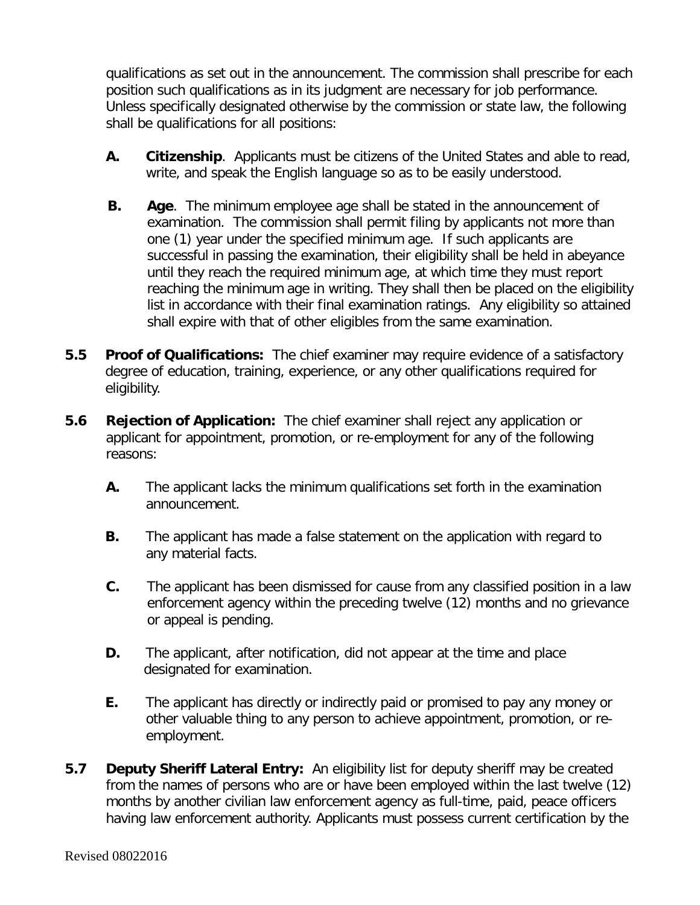qualifications as set out in the announcement. The commission shall prescribe for each position such qualifications as in its judgment are necessary for job performance. Unless specifically designated otherwise by the commission or state law, the following shall be qualifications for all positions:

**A.** **Citizenship**. Applicants must be citizens of the United States and able to read, write, and speak the English language so as to be easily understood.

**B.** **Age**. The minimum employee age shall be stated in the announcement of examination. The commission shall permit filing by applicants not more than one (1) year under the specified minimum age. If such applicants are successful in passing the examination, their eligibility shall be held in abeyance until they reach the required minimum age, at which time they must report reaching the minimum age in writing. They shall then be placed on the eligibility list in accordance with their final examination ratings. Any eligibility so attained shall expire with that of other eligibles from the same examination.

**5.5** **Proof of Qualifications:** The chief examiner may require evidence of a satisfactory degree of education, training, experience, or any other qualifications required for eligibility.

**5.6** **Rejection of Application:** The chief examiner shall reject any application or applicant for appointment, promotion, or re-employment for any of the following reasons:

**A.** The applicant lacks the minimum qualifications set forth in the examination announcement.

**B.** The applicant has made a false statement on the application with regard to any material facts.

**C.** The applicant has been dismissed for cause from any classified position in a law enforcement agency within the preceding twelve (12) months and no grievance or appeal is pending.

**D.** The applicant, after notification, did not appear at the time and place designated for examination.

**E.** The applicant has directly or indirectly paid or promised to pay any money or other valuable thing to any person to achieve appointment, promotion, or re-employment.

**5.7** **Deputy Sheriff Lateral Entry:** An eligibility list for deputy sheriff may be created from the names of persons who are or have been employed within the last twelve (12) months by another civilian law enforcement agency as full-time, paid, peace officers having law enforcement authority. Applicants must possess current certification by the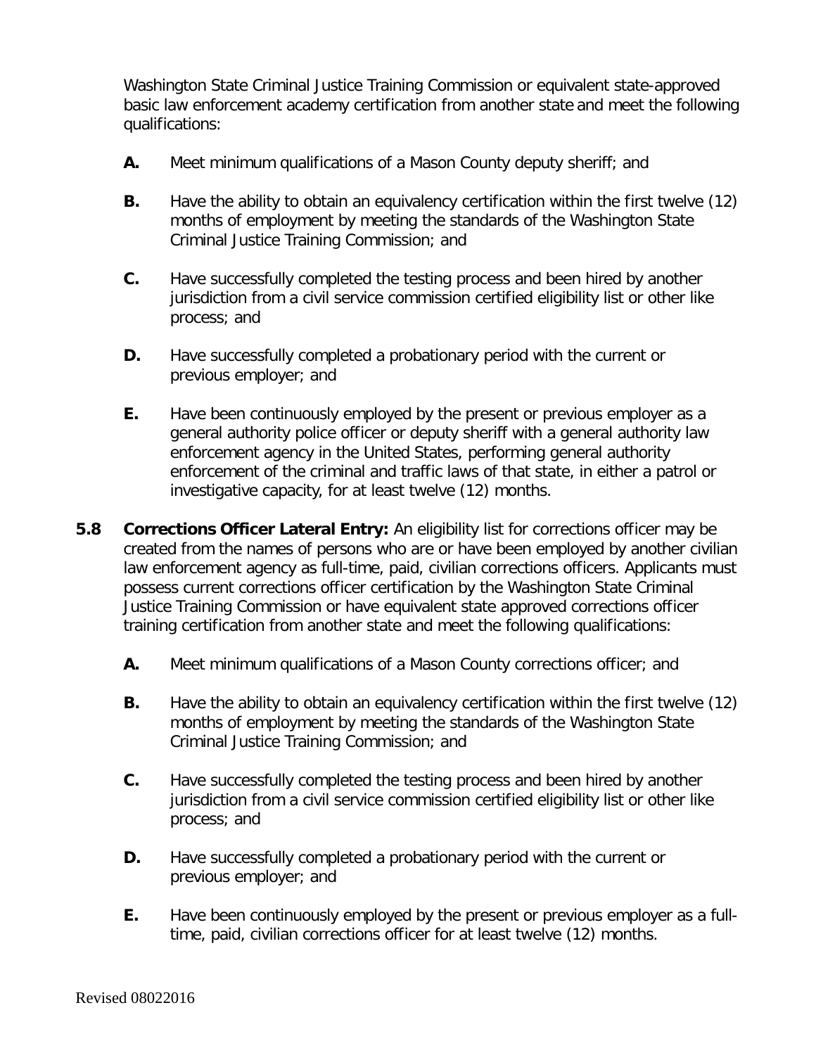Washington State Criminal Justice Training Commission or equivalent state-approved basic law enforcement academy certification from another state and meet the following qualifications:

- **A.** Meet minimum qualifications of a Mason County deputy sheriff; and
- **B.** Have the ability to obtain an equivalency certification within the first twelve (12) months of employment by meeting the standards of the Washington State Criminal Justice Training Commission; and
- **C.** Have successfully completed the testing process and been hired by another jurisdiction from a civil service commission certified eligibility list or other like process; and
- **D.** Have successfully completed a probationary period with the current or previous employer; and
- **E.** Have been continuously employed by the present or previous employer as a general authority police officer or deputy sheriff with a general authority law enforcement agency in the United States, performing general authority enforcement of the criminal and traffic laws of that state, in either a patrol or investigative capacity, for at least twelve (12) months.

**5.8 Corrections Officer Lateral Entry:** An eligibility list for corrections officer may be created from the names of persons who are or have been employed by another civilian law enforcement agency as full-time, paid, civilian corrections officers. Applicants must possess current corrections officer certification by the Washington State Criminal Justice Training Commission or have equivalent state approved corrections officer training certification from another state and meet the following qualifications:

- **A.** Meet minimum qualifications of a Mason County corrections officer; and
- **B.** Have the ability to obtain an equivalency certification within the first twelve (12) months of employment by meeting the standards of the Washington State Criminal Justice Training Commission; and
- **C.** Have successfully completed the testing process and been hired by another jurisdiction from a civil service commission certified eligibility list or other like process; and
- **D.** Have successfully completed a probationary period with the current or previous employer; and
- **E.** Have been continuously employed by the present or previous employer as a full-time, paid, civilian corrections officer for at least twelve (12) months.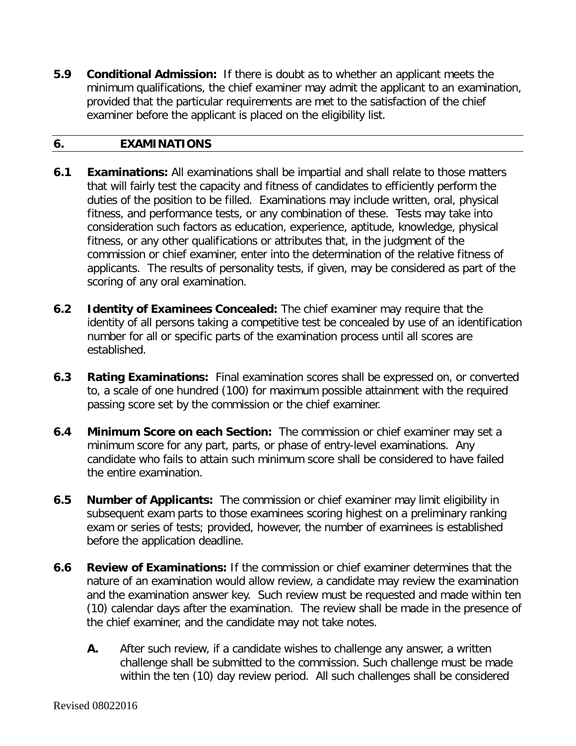**5.9 Conditional Admission:** If there is doubt as to whether an applicant meets the minimum qualifications, the chief examiner may admit the applicant to an examination, provided that the particular requirements are met to the satisfaction of the chief examiner before the applicant is placed on the eligibility list.

## 6. EXAMINATIONS

**6.1 Examinations:** All examinations shall be impartial and shall relate to those matters that will fairly test the capacity and fitness of candidates to efficiently perform the duties of the position to be filled. Examinations may include written, oral, physical fitness, and performance tests, or any combination of these. Tests may take into consideration such factors as education, experience, aptitude, knowledge, physical fitness, or any other qualifications or attributes that, in the judgment of the commission or chief examiner, enter into the determination of the relative fitness of applicants. The results of personality tests, if given, may be considered as part of the scoring of any oral examination.

**6.2 Identity of Examinees Concealed:** The chief examiner may require that the identity of all persons taking a competitive test be concealed by use of an identification number for all or specific parts of the examination process until all scores are established.

**6.3 Rating Examinations:** Final examination scores shall be expressed on, or converted to, a scale of one hundred (100) for maximum possible attainment with the required passing score set by the commission or the chief examiner.

**6.4 Minimum Score on each Section:** The commission or chief examiner may set a minimum score for any part, parts, or phase of entry-level examinations. Any candidate who fails to attain such minimum score shall be considered to have failed the entire examination.

**6.5 Number of Applicants:** The commission or chief examiner may limit eligibility in subsequent exam parts to those examinees scoring highest on a preliminary ranking exam or series of tests; provided, however, the number of examinees is established before the application deadline.

**6.6 Review of Examinations:** If the commission or chief examiner determines that the nature of an examination would allow review, a candidate may review the examination and the examination answer key. Such review must be requested and made within ten (10) calendar days after the examination. The review shall be made in the presence of the chief examiner, and the candidate may not take notes.

**A.** After such review, if a candidate wishes to challenge any answer, a written challenge shall be submitted to the commission. Such challenge must be made within the ten (10) day review period. All such challenges shall be considered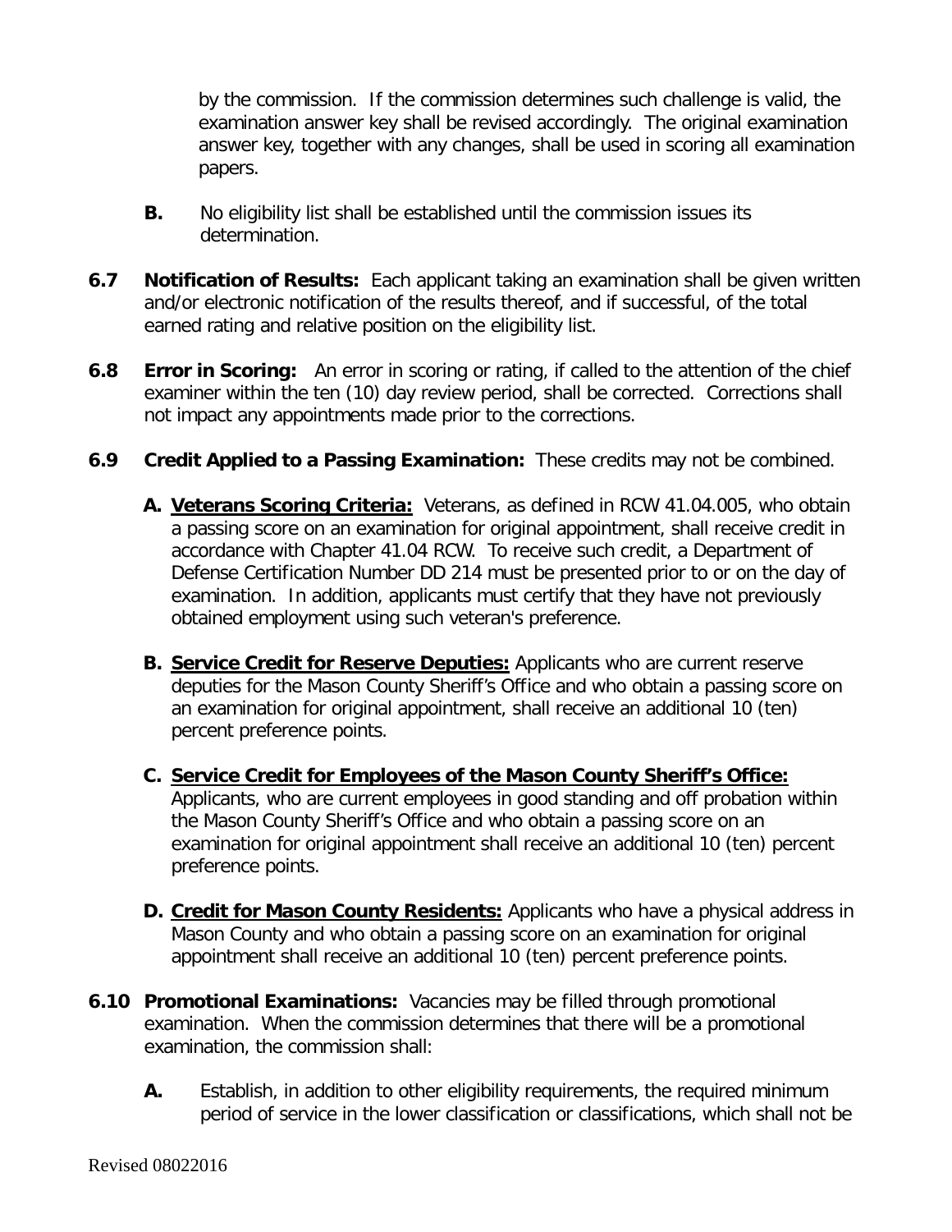by the commission. If the commission determines such challenge is valid, the examination answer key shall be revised accordingly. The original examination answer key, together with any changes, shall be used in scoring all examination papers.

**B.** No eligibility list shall be established until the commission issues its determination.

**6.7 Notification of Results:** Each applicant taking an examination shall be given written and/or electronic notification of the results thereof, and if successful, of the total earned rating and relative position on the eligibility list.

**6.8 Error in Scoring:** An error in scoring or rating, if called to the attention of the chief examiner within the ten (10) day review period, shall be corrected. Corrections shall not impact any appointments made prior to the corrections.

**6.9 Credit Applied to a Passing Examination:** These credits may not be combined.

**A. Veterans Scoring Criteria:** Veterans, as defined in RCW 41.04.005, who obtain a passing score on an examination for original appointment, shall receive credit in accordance with Chapter 41.04 RCW. To receive such credit, a Department of Defense Certification Number DD 214 must be presented prior to or on the day of examination. In addition, applicants must certify that they have not previously obtained employment using such veteran's preference.

**B. Service Credit for Reserve Deputies:** Applicants who are current reserve deputies for the Mason County Sheriff's Office and who obtain a passing score on an examination for original appointment, shall receive an additional 10 (ten) percent preference points.

**C. Service Credit for Employees of the Mason County Sheriff's Office:** Applicants, who are current employees in good standing and off probation within the Mason County Sheriff's Office and who obtain a passing score on an examination for original appointment shall receive an additional 10 (ten) percent preference points.

**D. Credit for Mason County Residents:** Applicants who have a physical address in Mason County and who obtain a passing score on an examination for original appointment shall receive an additional 10 (ten) percent preference points.

**6.10 Promotional Examinations:** Vacancies may be filled through promotional examination. When the commission determines that there will be a promotional examination, the commission shall:

**A.** Establish, in addition to other eligibility requirements, the required minimum period of service in the lower classification or classifications, which shall not be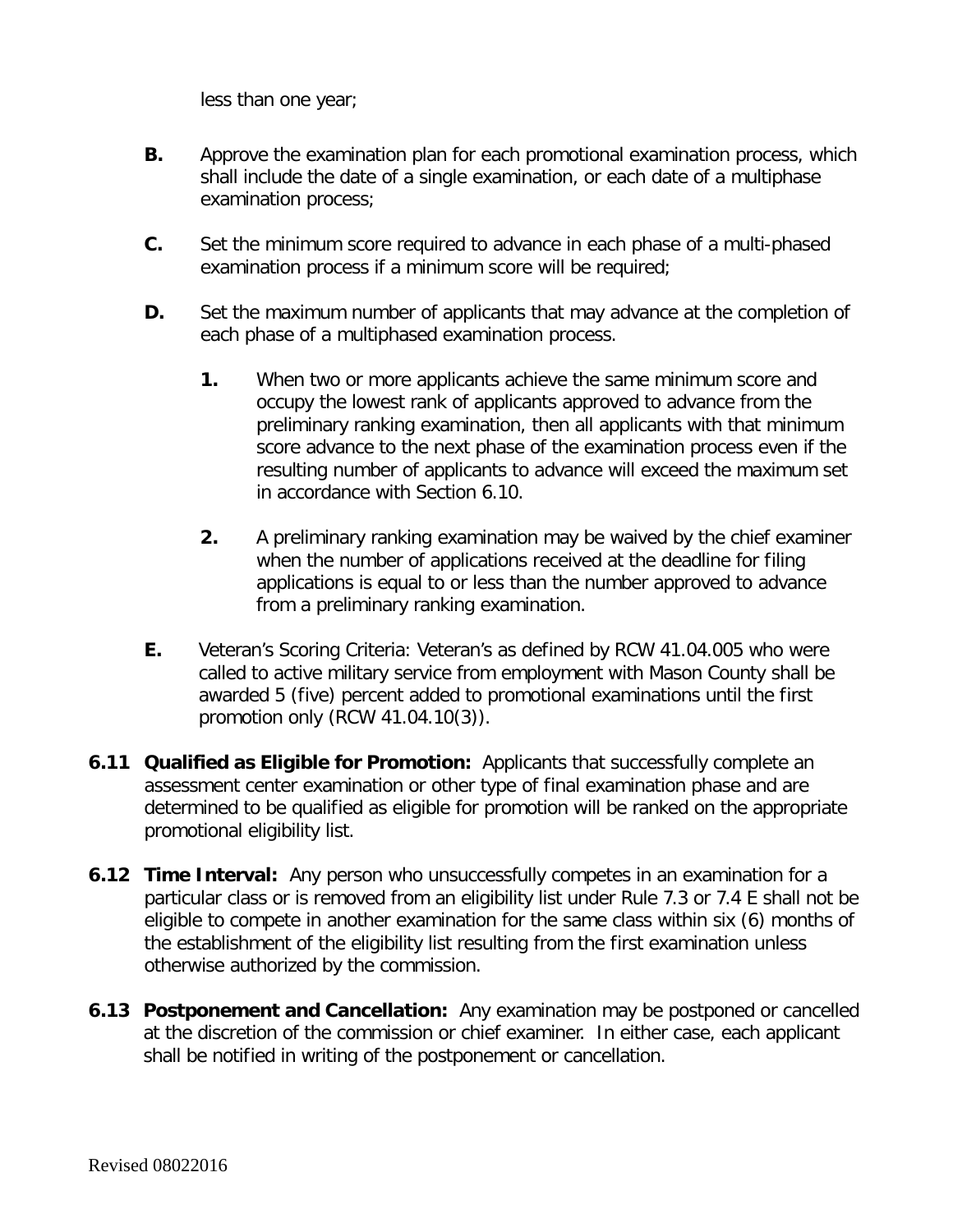less than one year;

**B.** Approve the examination plan for each promotional examination process, which shall include the date of a single examination, or each date of a multiphase examination process;

**C.** Set the minimum score required to advance in each phase of a multi-phased examination process if a minimum score will be required;

**D.** Set the maximum number of applicants that may advance at the completion of each phase of a multiphased examination process.

  **1.** When two or more applicants achieve the same minimum score and occupy the lowest rank of applicants approved to advance from the preliminary ranking examination, then all applicants with that minimum score advance to the next phase of the examination process even if the resulting number of applicants to advance will exceed the maximum set in accordance with Section 6.10.

  **2.** A preliminary ranking examination may be waived by the chief examiner when the number of applications received at the deadline for filing applications is equal to or less than the number approved to advance from a preliminary ranking examination.

**E.** Veteran's Scoring Criteria: Veteran's as defined by RCW 41.04.005 who were called to active military service from employment with Mason County shall be awarded 5 (five) percent added to promotional examinations until the first promotion only (RCW 41.04.10(3)).

**6.11 Qualified as Eligible for Promotion:** Applicants that successfully complete an assessment center examination or other type of final examination phase and are determined to be qualified as eligible for promotion will be ranked on the appropriate promotional eligibility list.

**6.12 Time Interval:** Any person who unsuccessfully competes in an examination for a particular class or is removed from an eligibility list under Rule 7.3 or 7.4 E shall not be eligible to compete in another examination for the same class within six (6) months of the establishment of the eligibility list resulting from the first examination unless otherwise authorized by the commission.

**6.13 Postponement and Cancellation:** Any examination may be postponed or cancelled at the discretion of the commission or chief examiner. In either case, each applicant shall be notified in writing of the postponement or cancellation.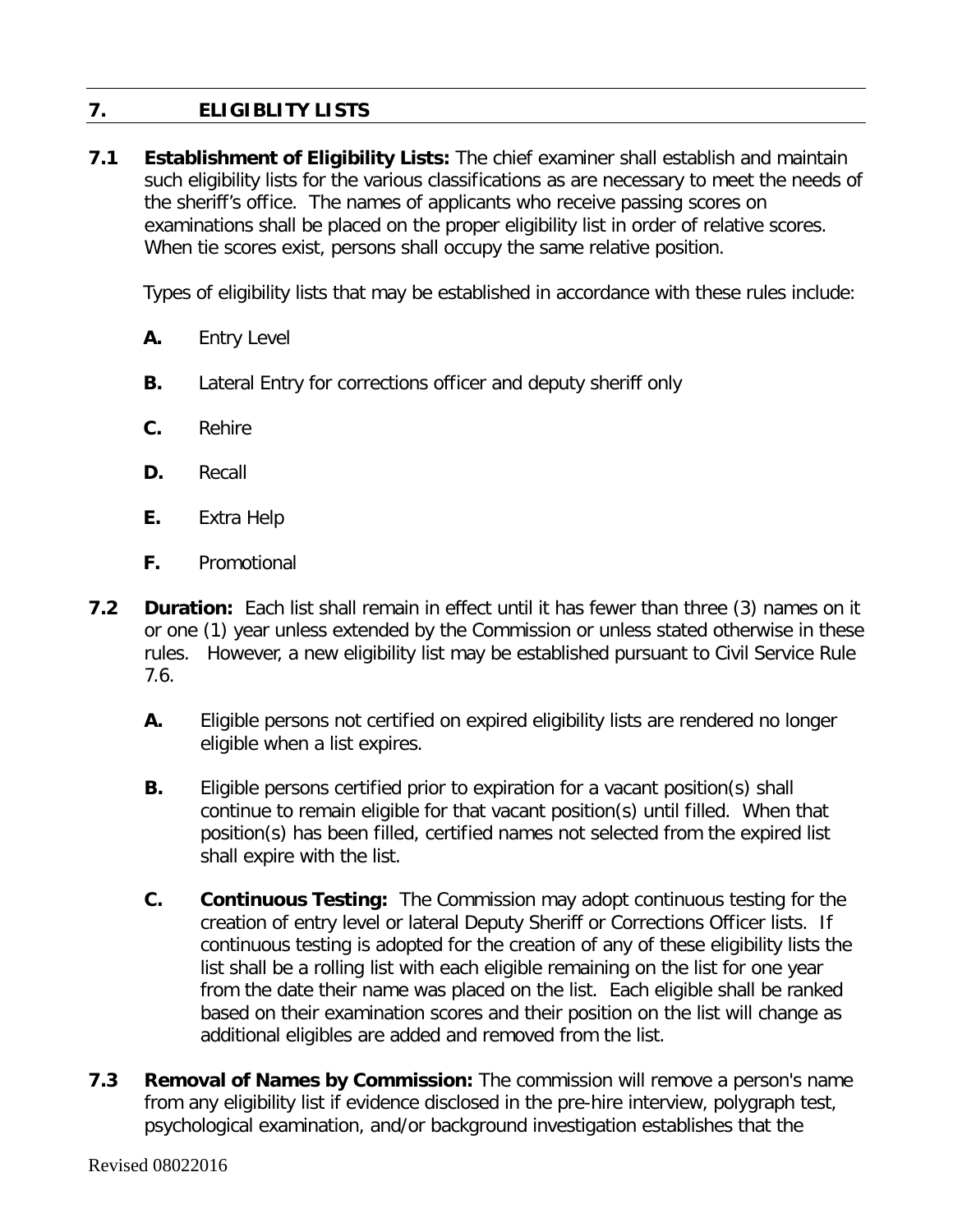## 7. ELIGIBLITY LISTS

**7.1 Establishment of Eligibility Lists:** The chief examiner shall establish and maintain such eligibility lists for the various classifications as are necessary to meet the needs of the sheriff's office. The names of applicants who receive passing scores on examinations shall be placed on the proper eligibility list in order of relative scores. When tie scores exist, persons shall occupy the same relative position.

Types of eligibility lists that may be established in accordance with these rules include:

- **A.** Entry Level
- **B.** Lateral Entry for corrections officer and deputy sheriff only
- **C.** Rehire
- **D.** Recall
- **E.** Extra Help
- **F.** Promotional

**7.2 Duration:** Each list shall remain in effect until it has fewer than three (3) names on it or one (1) year unless extended by the Commission or unless stated otherwise in these rules. However, a new eligibility list may be established pursuant to Civil Service Rule 7.6.

- **A.** Eligible persons not certified on expired eligibility lists are rendered no longer eligible when a list expires.
- **B.** Eligible persons certified prior to expiration for a vacant position(s) shall continue to remain eligible for that vacant position(s) until filled. When that position(s) has been filled, certified names not selected from the expired list shall expire with the list.
- **C. Continuous Testing:** The Commission may adopt continuous testing for the creation of entry level or lateral Deputy Sheriff or Corrections Officer lists. If continuous testing is adopted for the creation of any of these eligibility lists the list shall be a rolling list with each eligible remaining on the list for one year from the date their name was placed on the list. Each eligible shall be ranked based on their examination scores and their position on the list will change as additional eligibles are added and removed from the list.

**7.3 Removal of Names by Commission:** The commission will remove a person's name from any eligibility list if evidence disclosed in the pre-hire interview, polygraph test, psychological examination, and/or background investigation establishes that the

Revised 08022016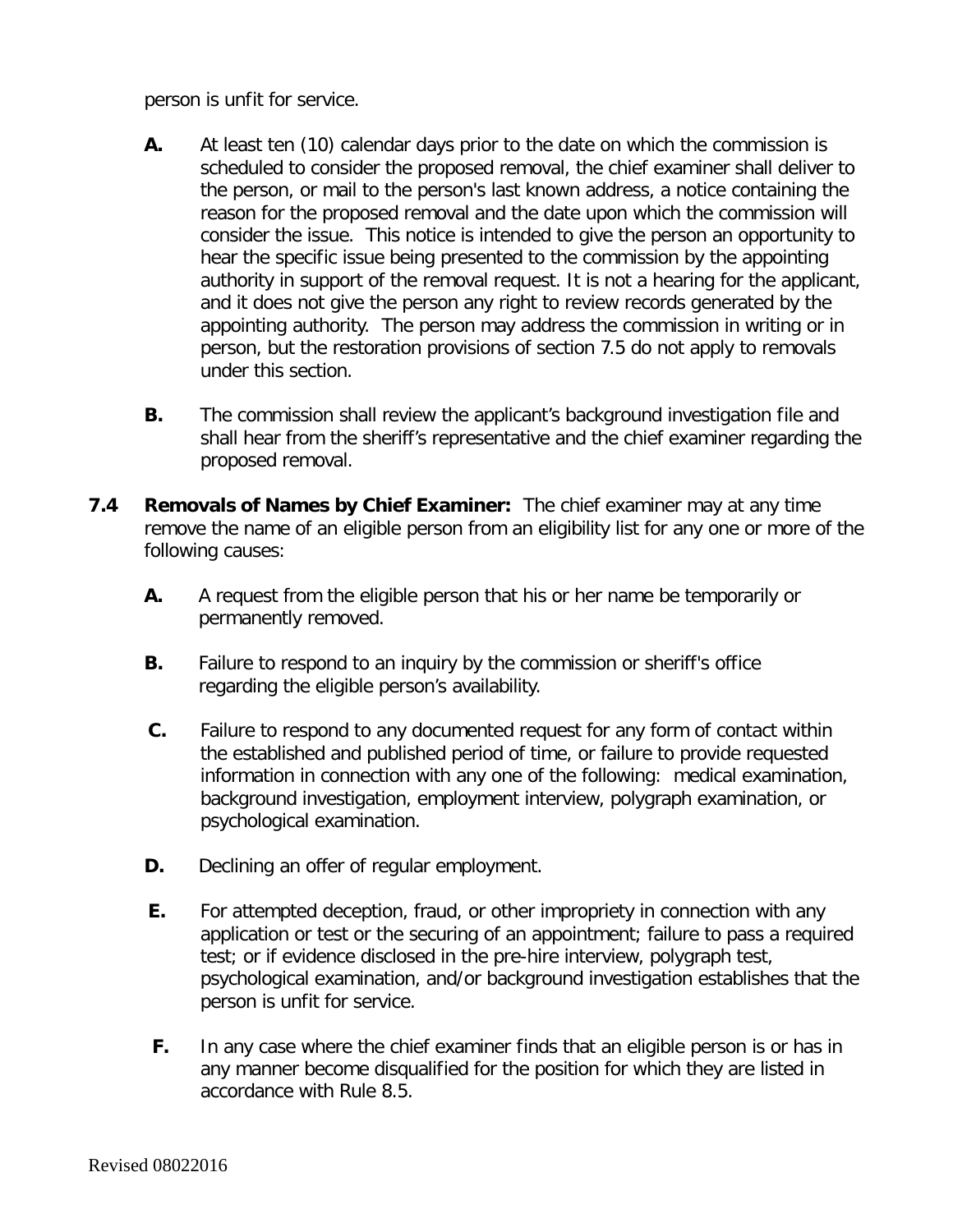person is unfit for service.

**A.** At least ten (10) calendar days prior to the date on which the commission is scheduled to consider the proposed removal, the chief examiner shall deliver to the person, or mail to the person's last known address, a notice containing the reason for the proposed removal and the date upon which the commission will consider the issue. This notice is intended to give the person an opportunity to hear the specific issue being presented to the commission by the appointing authority in support of the removal request. It is not a hearing for the applicant, and it does not give the person any right to review records generated by the appointing authority. The person may address the commission in writing or in person, but the restoration provisions of section 7.5 do not apply to removals under this section.

**B.** The commission shall review the applicant's background investigation file and shall hear from the sheriff's representative and the chief examiner regarding the proposed removal.

**7.4 Removals of Names by Chief Examiner:** The chief examiner may at any time remove the name of an eligible person from an eligibility list for any one or more of the following causes:

**A.** A request from the eligible person that his or her name be temporarily or permanently removed.

**B.** Failure to respond to an inquiry by the commission or sheriff's office regarding the eligible person's availability.

**C.** Failure to respond to any documented request for any form of contact within the established and published period of time, or failure to provide requested information in connection with any one of the following: medical examination, background investigation, employment interview, polygraph examination, or psychological examination.

**D.** Declining an offer of regular employment.

**E.** For attempted deception, fraud, or other impropriety in connection with any application or test or the securing of an appointment; failure to pass a required test; or if evidence disclosed in the pre-hire interview, polygraph test, psychological examination, and/or background investigation establishes that the person is unfit for service.

**F.** In any case where the chief examiner finds that an eligible person is or has in any manner become disqualified for the position for which they are listed in accordance with Rule 8.5.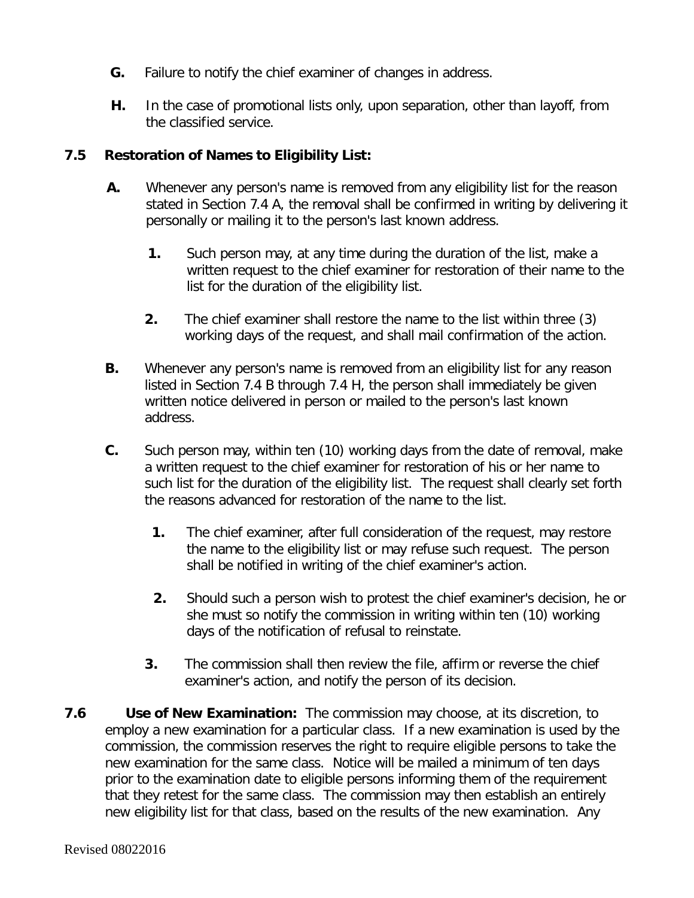**G.** Failure to notify the chief examiner of changes in address.

**H.** In the case of promotional lists only, upon separation, other than layoff, from the classified service.

**7.5 Restoration of Names to Eligibility List:**

**A.** Whenever any person's name is removed from any eligibility list for the reason stated in Section 7.4 A, the removal shall be confirmed in writing by delivering it personally or mailing it to the person's last known address.

**1.** Such person may, at any time during the duration of the list, make a written request to the chief examiner for restoration of their name to the list for the duration of the eligibility list.

**2.** The chief examiner shall restore the name to the list within three (3) working days of the request, and shall mail confirmation of the action.

**B.** Whenever any person's name is removed from an eligibility list for any reason listed in Section 7.4 B through 7.4 H, the person shall immediately be given written notice delivered in person or mailed to the person's last known address.

**C.** Such person may, within ten (10) working days from the date of removal, make a written request to the chief examiner for restoration of his or her name to such list for the duration of the eligibility list. The request shall clearly set forth the reasons advanced for restoration of the name to the list.

**1.** The chief examiner, after full consideration of the request, may restore the name to the eligibility list or may refuse such request. The person shall be notified in writing of the chief examiner's action.

**2.** Should such a person wish to protest the chief examiner's decision, he or she must so notify the commission in writing within ten (10) working days of the notification of refusal to reinstate.

**3.** The commission shall then review the file, affirm or reverse the chief examiner's action, and notify the person of its decision.

**7.6 Use of New Examination:** The commission may choose, at its discretion, to employ a new examination for a particular class. If a new examination is used by the commission, the commission reserves the right to require eligible persons to take the new examination for the same class. Notice will be mailed a minimum of ten days prior to the examination date to eligible persons informing them of the requirement that they retest for the same class. The commission may then establish an entirely new eligibility list for that class, based on the results of the new examination. Any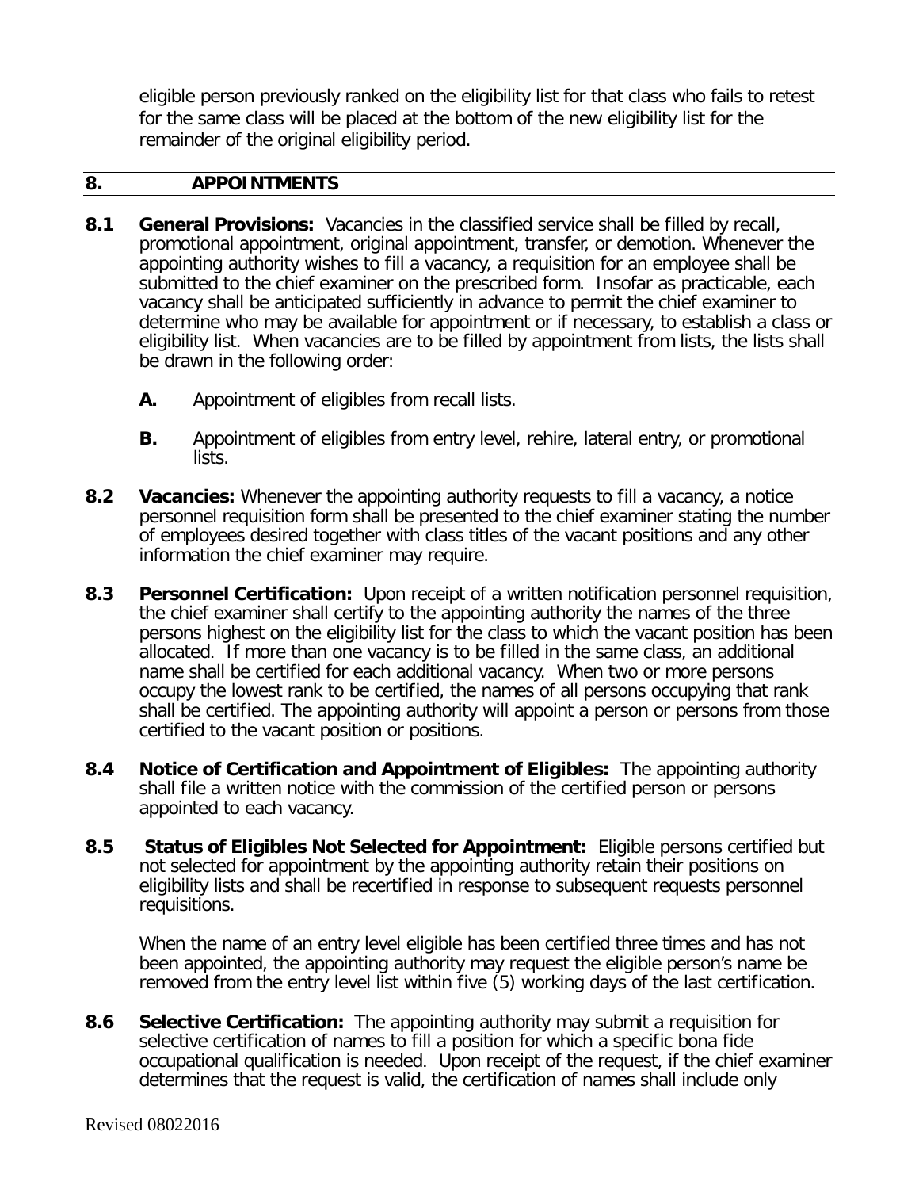eligible person previously ranked on the eligibility list for that class who fails to retest for the same class will be placed at the bottom of the new eligibility list for the remainder of the original eligibility period.

## 8. APPOINTMENTS

**8.1 General Provisions:** Vacancies in the classified service shall be filled by recall, promotional appointment, original appointment, transfer, or demotion. Whenever the appointing authority wishes to fill a vacancy, a requisition for an employee shall be submitted to the chief examiner on the prescribed form. Insofar as practicable, each vacancy shall be anticipated sufficiently in advance to permit the chief examiner to determine who may be available for appointment or if necessary, to establish a class or eligibility list. When vacancies are to be filled by appointment from lists, the lists shall be drawn in the following order:

- **A.** Appointment of eligibles from recall lists.
- **B.** Appointment of eligibles from entry level, rehire, lateral entry, or promotional lists.

**8.2 Vacancies:** Whenever the appointing authority requests to fill a vacancy, a notice personnel requisition form shall be presented to the chief examiner stating the number of employees desired together with class titles of the vacant positions and any other information the chief examiner may require.

**8.3 Personnel Certification:** Upon receipt of a written notification personnel requisition, the chief examiner shall certify to the appointing authority the names of the three persons highest on the eligibility list for the class to which the vacant position has been allocated. If more than one vacancy is to be filled in the same class, an additional name shall be certified for each additional vacancy. When two or more persons occupy the lowest rank to be certified, the names of all persons occupying that rank shall be certified. The appointing authority will appoint a person or persons from those certified to the vacant position or positions.

**8.4 Notice of Certification and Appointment of Eligibles:** The appointing authority shall file a written notice with the commission of the certified person or persons appointed to each vacancy.

**8.5 Status of Eligibles Not Selected for Appointment:** Eligible persons certified but not selected for appointment by the appointing authority retain their positions on eligibility lists and shall be recertified in response to subsequent requests personnel requisitions.

When the name of an entry level eligible has been certified three times and has not been appointed, the appointing authority may request the eligible person's name be removed from the entry level list within five (5) working days of the last certification.

**8.6 Selective Certification:** The appointing authority may submit a requisition for selective certification of names to fill a position for which a specific bona fide occupational qualification is needed. Upon receipt of the request, if the chief examiner determines that the request is valid, the certification of names shall include only

Revised 08022016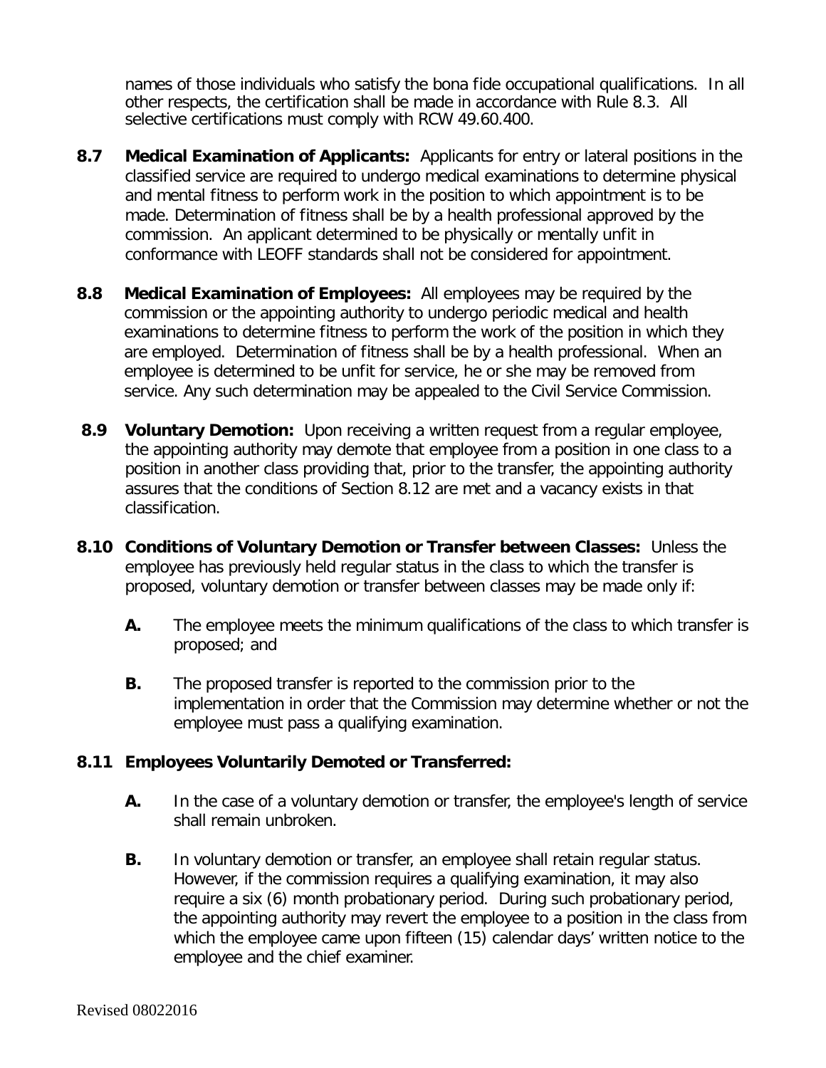names of those individuals who satisfy the bona fide occupational qualifications. In all other respects, the certification shall be made in accordance with Rule 8.3. All selective certifications must comply with RCW 49.60.400.

**8.7 Medical Examination of Applicants:** Applicants for entry or lateral positions in the classified service are required to undergo medical examinations to determine physical and mental fitness to perform work in the position to which appointment is to be made. Determination of fitness shall be by a health professional approved by the commission. An applicant determined to be physically or mentally unfit in conformance with LEOFF standards shall not be considered for appointment.

**8.8 Medical Examination of Employees:** All employees may be required by the commission or the appointing authority to undergo periodic medical and health examinations to determine fitness to perform the work of the position in which they are employed. Determination of fitness shall be by a health professional. When an employee is determined to be unfit for service, he or she may be removed from service. Any such determination may be appealed to the Civil Service Commission.

**8.9 Voluntary Demotion:** Upon receiving a written request from a regular employee, the appointing authority may demote that employee from a position in one class to a position in another class providing that, prior to the transfer, the appointing authority assures that the conditions of Section 8.12 are met and a vacancy exists in that classification.

**8.10 Conditions of Voluntary Demotion or Transfer between Classes:** Unless the employee has previously held regular status in the class to which the transfer is proposed, voluntary demotion or transfer between classes may be made only if:

**A.** The employee meets the minimum qualifications of the class to which transfer is proposed; and

**B.** The proposed transfer is reported to the commission prior to the implementation in order that the Commission may determine whether or not the employee must pass a qualifying examination.

**8.11 Employees Voluntarily Demoted or Transferred:**

**A.** In the case of a voluntary demotion or transfer, the employee's length of service shall remain unbroken.

**B.** In voluntary demotion or transfer, an employee shall retain regular status. However, if the commission requires a qualifying examination, it may also require a six (6) month probationary period. During such probationary period, the appointing authority may revert the employee to a position in the class from which the employee came upon fifteen (15) calendar days' written notice to the employee and the chief examiner.

Revised 08022016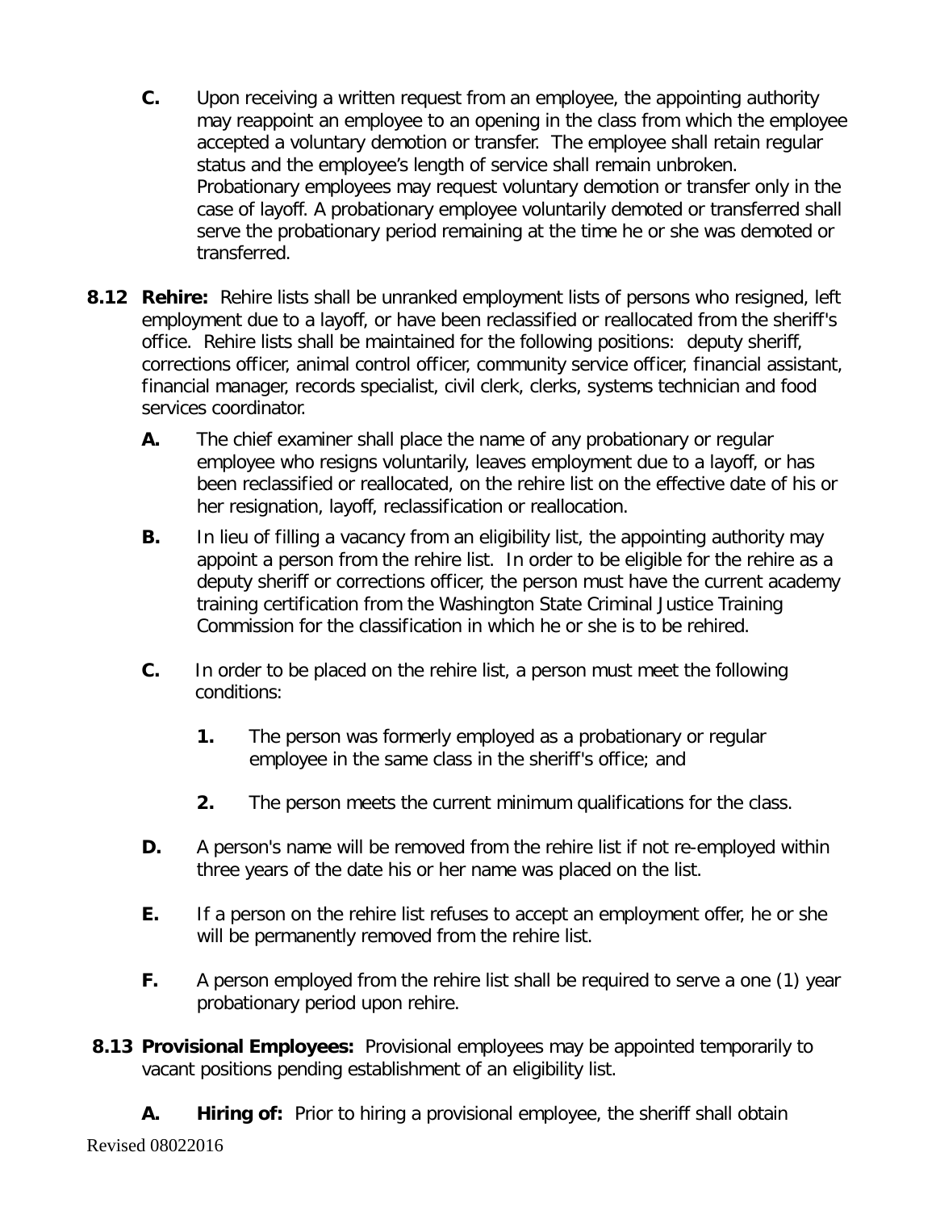**C.** Upon receiving a written request from an employee, the appointing authority may reappoint an employee to an opening in the class from which the employee accepted a voluntary demotion or transfer. The employee shall retain regular status and the employee's length of service shall remain unbroken. Probationary employees may request voluntary demotion or transfer only in the case of layoff. A probationary employee voluntarily demoted or transferred shall serve the probationary period remaining at the time he or she was demoted or transferred.

**8.12 Rehire:** Rehire lists shall be unranked employment lists of persons who resigned, left employment due to a layoff, or have been reclassified or reallocated from the sheriff's office. Rehire lists shall be maintained for the following positions: deputy sheriff, corrections officer, animal control officer, community service officer, financial assistant, financial manager, records specialist, civil clerk, clerks, systems technician and food services coordinator.

**A.** The chief examiner shall place the name of any probationary or regular employee who resigns voluntarily, leaves employment due to a layoff, or has been reclassified or reallocated, on the rehire list on the effective date of his or her resignation, layoff, reclassification or reallocation.

**B.** In lieu of filling a vacancy from an eligibility list, the appointing authority may appoint a person from the rehire list. In order to be eligible for the rehire as a deputy sheriff or corrections officer, the person must have the current academy training certification from the Washington State Criminal Justice Training Commission for the classification in which he or she is to be rehired.

**C.** In order to be placed on the rehire list, a person must meet the following conditions:

**1.** The person was formerly employed as a probationary or regular employee in the same class in the sheriff's office; and

**2.** The person meets the current minimum qualifications for the class.

**D.** A person's name will be removed from the rehire list if not re-employed within three years of the date his or her name was placed on the list.

**E.** If a person on the rehire list refuses to accept an employment offer, he or she will be permanently removed from the rehire list.

**F.** A person employed from the rehire list shall be required to serve a one (1) year probationary period upon rehire.

**8.13 Provisional Employees:** Provisional employees may be appointed temporarily to vacant positions pending establishment of an eligibility list.

**A. Hiring of:** Prior to hiring a provisional employee, the sheriff shall obtain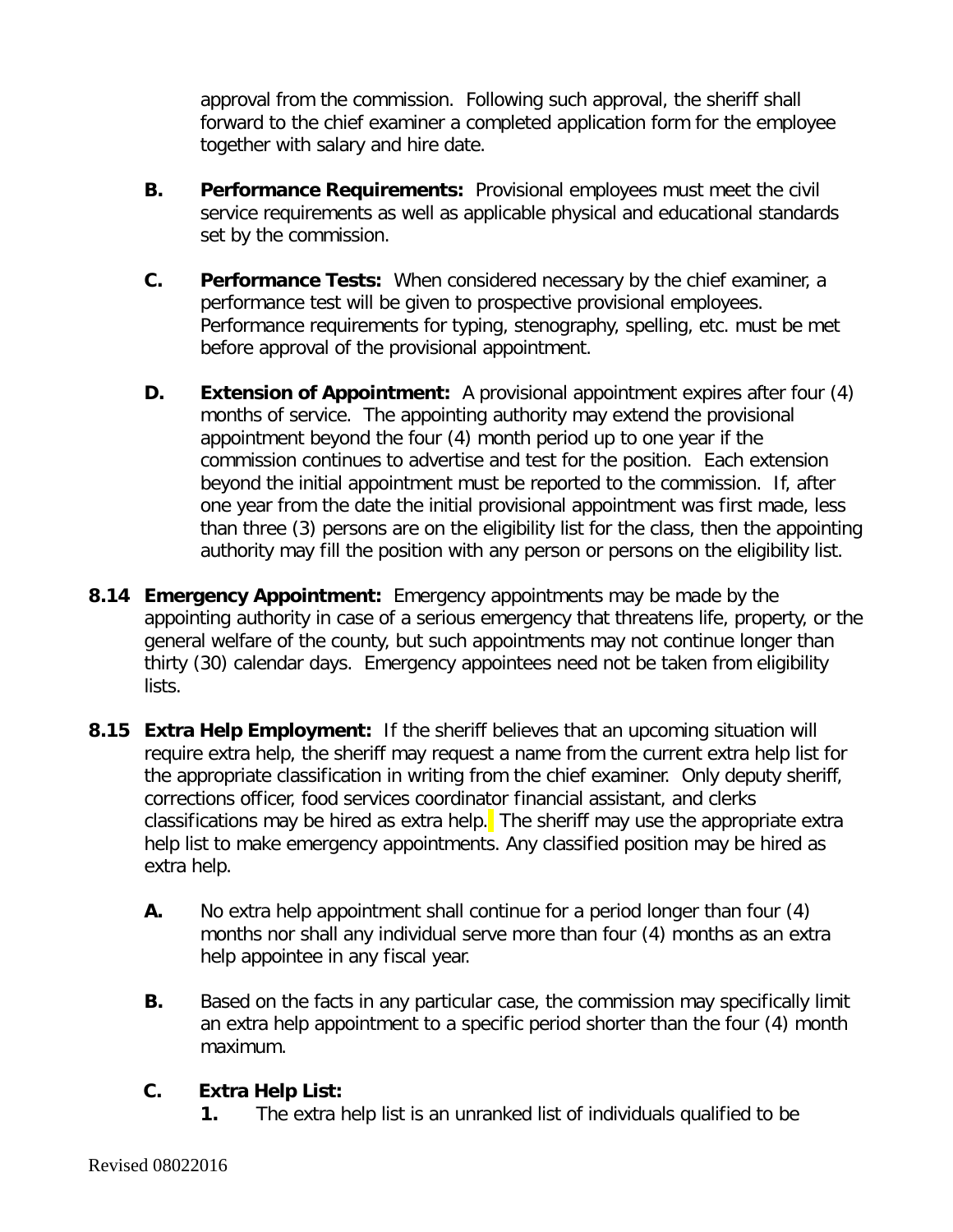approval from the commission. Following such approval, the sheriff shall forward to the chief examiner a completed application form for the employee together with salary and hire date.

**B. Performance Requirements:** Provisional employees must meet the civil service requirements as well as applicable physical and educational standards set by the commission.

**C. Performance Tests:** When considered necessary by the chief examiner, a performance test will be given to prospective provisional employees. Performance requirements for typing, stenography, spelling, etc. must be met before approval of the provisional appointment.

**D. Extension of Appointment:** A provisional appointment expires after four (4) months of service. The appointing authority may extend the provisional appointment beyond the four (4) month period up to one year if the commission continues to advertise and test for the position. Each extension beyond the initial appointment must be reported to the commission. If, after one year from the date the initial provisional appointment was first made, less than three (3) persons are on the eligibility list for the class, then the appointing authority may fill the position with any person or persons on the eligibility list.

**8.14 Emergency Appointment:** Emergency appointments may be made by the appointing authority in case of a serious emergency that threatens life, property, or the general welfare of the county, but such appointments may not continue longer than thirty (30) calendar days. Emergency appointees need not be taken from eligibility lists.

**8.15 Extra Help Employment:** If the sheriff believes that an upcoming situation will require extra help, the sheriff may request a name from the current extra help list for the appropriate classification in writing from the chief examiner. Only deputy sheriff, corrections officer, food services coordinator financial assistant, and clerks classifications may be hired as extra help. The sheriff may use the appropriate extra help list to make emergency appointments. Any classified position may be hired as extra help.

**A.** No extra help appointment shall continue for a period longer than four (4) months nor shall any individual serve more than four (4) months as an extra help appointee in any fiscal year.

**B.** Based on the facts in any particular case, the commission may specifically limit an extra help appointment to a specific period shorter than the four (4) month maximum.

**C. Extra Help List:**

**1.** The extra help list is an unranked list of individuals qualified to be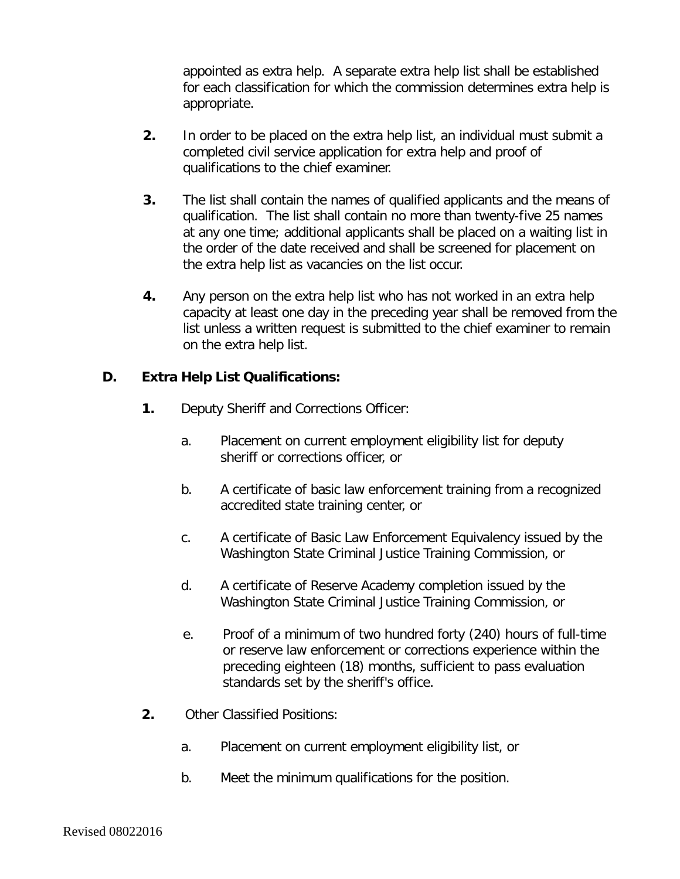appointed as extra help. A separate extra help list shall be established for each classification for which the commission determines extra help is appropriate.

**2.** In order to be placed on the extra help list, an individual must submit a completed civil service application for extra help and proof of qualifications to the chief examiner.

**3.** The list shall contain the names of qualified applicants and the means of qualification. The list shall contain no more than twenty-five 25 names at any one time; additional applicants shall be placed on a waiting list in the order of the date received and shall be screened for placement on the extra help list as vacancies on the list occur.

**4.** Any person on the extra help list who has not worked in an extra help capacity at least one day in the preceding year shall be removed from the list unless a written request is submitted to the chief examiner to remain on the extra help list.

**D. Extra Help List Qualifications:**

**1.** Deputy Sheriff and Corrections Officer:

a. Placement on current employment eligibility list for deputy sheriff or corrections officer, or

b. A certificate of basic law enforcement training from a recognized accredited state training center, or

c. A certificate of Basic Law Enforcement Equivalency issued by the Washington State Criminal Justice Training Commission, or

d. A certificate of Reserve Academy completion issued by the Washington State Criminal Justice Training Commission, or

e. Proof of a minimum of two hundred forty (240) hours of full-time or reserve law enforcement or corrections experience within the preceding eighteen (18) months, sufficient to pass evaluation standards set by the sheriff's office.

**2.** Other Classified Positions:

a. Placement on current employment eligibility list, or

b. Meet the minimum qualifications for the position.

Revised 08022016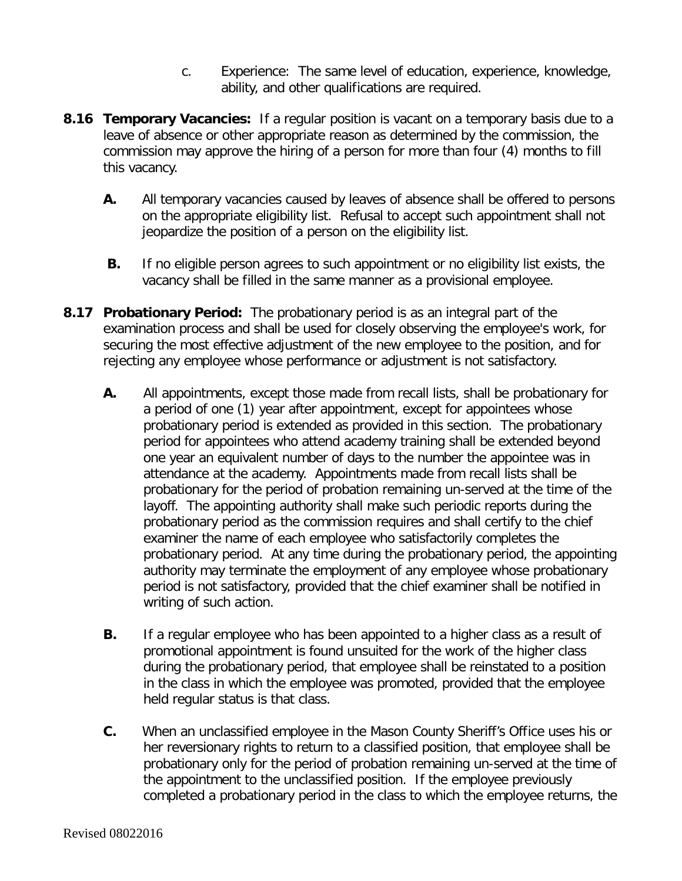c. Experience: The same level of education, experience, knowledge, ability, and other qualifications are required.

**8.16 Temporary Vacancies:** If a regular position is vacant on a temporary basis due to a leave of absence or other appropriate reason as determined by the commission, the commission may approve the hiring of a person for more than four (4) months to fill this vacancy.

**A.** All temporary vacancies caused by leaves of absence shall be offered to persons on the appropriate eligibility list. Refusal to accept such appointment shall not jeopardize the position of a person on the eligibility list.

**B.** If no eligible person agrees to such appointment or no eligibility list exists, the vacancy shall be filled in the same manner as a provisional employee.

**8.17 Probationary Period:** The probationary period is as an integral part of the examination process and shall be used for closely observing the employee's work, for securing the most effective adjustment of the new employee to the position, and for rejecting any employee whose performance or adjustment is not satisfactory.

**A.** All appointments, except those made from recall lists, shall be probationary for a period of one (1) year after appointment, except for appointees whose probationary period is extended as provided in this section. The probationary period for appointees who attend academy training shall be extended beyond one year an equivalent number of days to the number the appointee was in attendance at the academy. Appointments made from recall lists shall be probationary for the period of probation remaining un-served at the time of the layoff. The appointing authority shall make such periodic reports during the probationary period as the commission requires and shall certify to the chief examiner the name of each employee who satisfactorily completes the probationary period. At any time during the probationary period, the appointing authority may terminate the employment of any employee whose probationary period is not satisfactory, provided that the chief examiner shall be notified in writing of such action.

**B.** If a regular employee who has been appointed to a higher class as a result of promotional appointment is found unsuited for the work of the higher class during the probationary period, that employee shall be reinstated to a position in the class in which the employee was promoted, provided that the employee held regular status is that class.

**C.** When an unclassified employee in the Mason County Sheriff's Office uses his or her reversionary rights to return to a classified position, that employee shall be probationary only for the period of probation remaining un-served at the time of the appointment to the unclassified position. If the employee previously completed a probationary period in the class to which the employee returns, the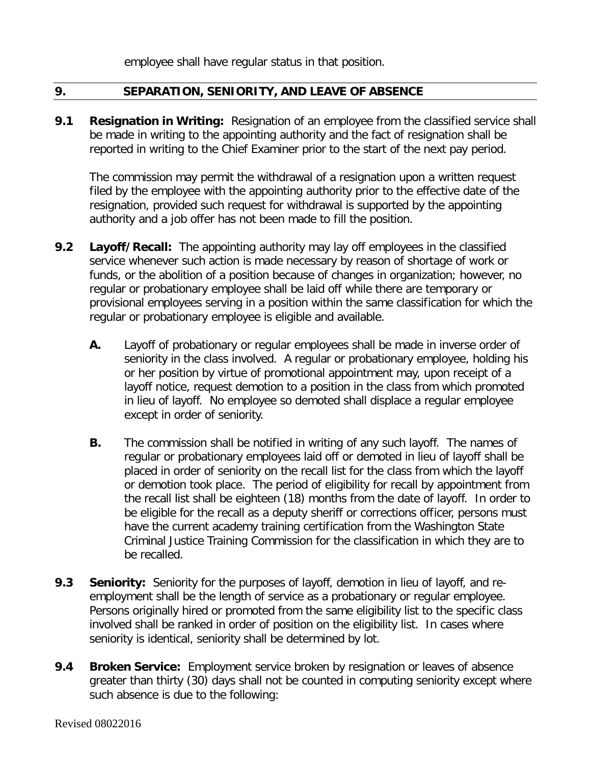employee shall have regular status in that position.

## 9. SEPARATION, SENIORITY, AND LEAVE OF ABSENCE

**9.1 Resignation in Writing:** Resignation of an employee from the classified service shall be made in writing to the appointing authority and the fact of resignation shall be reported in writing to the Chief Examiner prior to the start of the next pay period.

The commission may permit the withdrawal of a resignation upon a written request filed by the employee with the appointing authority prior to the effective date of the resignation, provided such request for withdrawal is supported by the appointing authority and a job offer has not been made to fill the position.

**9.2 Layoff/Recall:** The appointing authority may lay off employees in the classified service whenever such action is made necessary by reason of shortage of work or funds, or the abolition of a position because of changes in organization; however, no regular or probationary employee shall be laid off while there are temporary or provisional employees serving in a position within the same classification for which the regular or probationary employee is eligible and available.

**A.** Layoff of probationary or regular employees shall be made in inverse order of seniority in the class involved. A regular or probationary employee, holding his or her position by virtue of promotional appointment may, upon receipt of a layoff notice, request demotion to a position in the class from which promoted in lieu of layoff. No employee so demoted shall displace a regular employee except in order of seniority.

**B.** The commission shall be notified in writing of any such layoff. The names of regular or probationary employees laid off or demoted in lieu of layoff shall be placed in order of seniority on the recall list for the class from which the layoff or demotion took place. The period of eligibility for recall by appointment from the recall list shall be eighteen (18) months from the date of layoff. In order to be eligible for the recall as a deputy sheriff or corrections officer, persons must have the current academy training certification from the Washington State Criminal Justice Training Commission for the classification in which they are to be recalled.

**9.3 Seniority:** Seniority for the purposes of layoff, demotion in lieu of layoff, and re-employment shall be the length of service as a probationary or regular employee. Persons originally hired or promoted from the same eligibility list to the specific class involved shall be ranked in order of position on the eligibility list. In cases where seniority is identical, seniority shall be determined by lot.

**9.4 Broken Service:** Employment service broken by resignation or leaves of absence greater than thirty (30) days shall not be counted in computing seniority except where such absence is due to the following: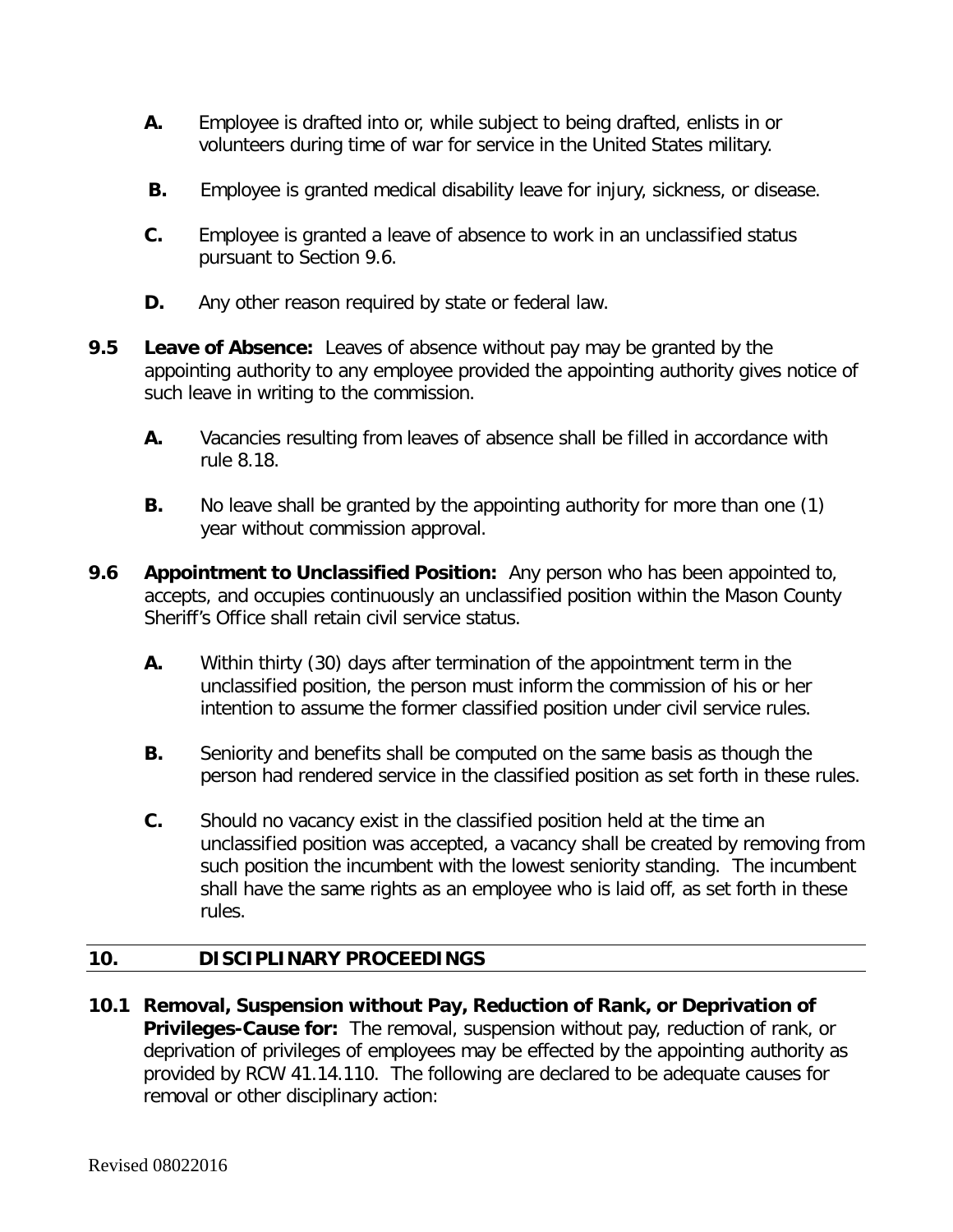**A.** Employee is drafted into or, while subject to being drafted, enlists in or volunteers during time of war for service in the United States military.

**B.** Employee is granted medical disability leave for injury, sickness, or disease.

**C.** Employee is granted a leave of absence to work in an unclassified status pursuant to Section 9.6.

**D.** Any other reason required by state or federal law.

**9.5 Leave of Absence:** Leaves of absence without pay may be granted by the appointing authority to any employee provided the appointing authority gives notice of such leave in writing to the commission.

**A.** Vacancies resulting from leaves of absence shall be filled in accordance with rule 8.18.

**B.** No leave shall be granted by the appointing authority for more than one (1) year without commission approval.

**9.6 Appointment to Unclassified Position:** Any person who has been appointed to, accepts, and occupies continuously an unclassified position within the Mason County Sheriff's Office shall retain civil service status.

**A.** Within thirty (30) days after termination of the appointment term in the unclassified position, the person must inform the commission of his or her intention to assume the former classified position under civil service rules.

**B.** Seniority and benefits shall be computed on the same basis as though the person had rendered service in the classified position as set forth in these rules.

**C.** Should no vacancy exist in the classified position held at the time an unclassified position was accepted, a vacancy shall be created by removing from such position the incumbent with the lowest seniority standing. The incumbent shall have the same rights as an employee who is laid off, as set forth in these rules.

## 10. DISCIPLINARY PROCEEDINGS

**10.1 Removal, Suspension without Pay, Reduction of Rank, or Deprivation of Privileges-Cause for:** The removal, suspension without pay, reduction of rank, or deprivation of privileges of employees may be effected by the appointing authority as provided by RCW 41.14.110. The following are declared to be adequate causes for removal or other disciplinary action:

Revised 08022016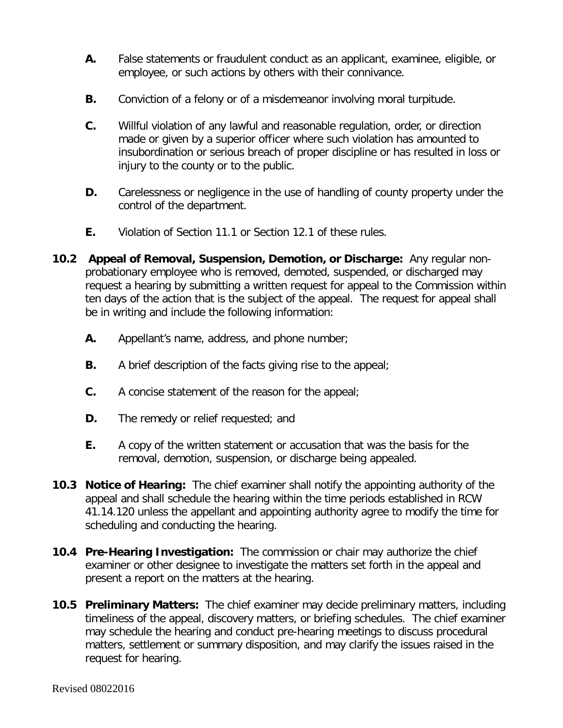**A.** False statements or fraudulent conduct as an applicant, examinee, eligible, or employee, or such actions by others with their connivance.

**B.** Conviction of a felony or of a misdemeanor involving moral turpitude.

**C.** Willful violation of any lawful and reasonable regulation, order, or direction made or given by a superior officer where such violation has amounted to insubordination or serious breach of proper discipline or has resulted in loss or injury to the county or to the public.

**D.** Carelessness or negligence in the use of handling of county property under the control of the department.

**E.** Violation of Section 11.1 or Section 12.1 of these rules.

**10.2 Appeal of Removal, Suspension, Demotion, or Discharge:** Any regular non-probationary employee who is removed, demoted, suspended, or discharged may request a hearing by submitting a written request for appeal to the Commission within ten days of the action that is the subject of the appeal. The request for appeal shall be in writing and include the following information:

**A.** Appellant's name, address, and phone number;

**B.** A brief description of the facts giving rise to the appeal;

**C.** A concise statement of the reason for the appeal;

**D.** The remedy or relief requested; and

**E.** A copy of the written statement or accusation that was the basis for the removal, demotion, suspension, or discharge being appealed.

**10.3 Notice of Hearing:** The chief examiner shall notify the appointing authority of the appeal and shall schedule the hearing within the time periods established in RCW 41.14.120 unless the appellant and appointing authority agree to modify the time for scheduling and conducting the hearing.

**10.4 Pre-Hearing Investigation:** The commission or chair may authorize the chief examiner or other designee to investigate the matters set forth in the appeal and present a report on the matters at the hearing.

**10.5 Preliminary Matters:** The chief examiner may decide preliminary matters, including timeliness of the appeal, discovery matters, or briefing schedules. The chief examiner may schedule the hearing and conduct pre-hearing meetings to discuss procedural matters, settlement or summary disposition, and may clarify the issues raised in the request for hearing.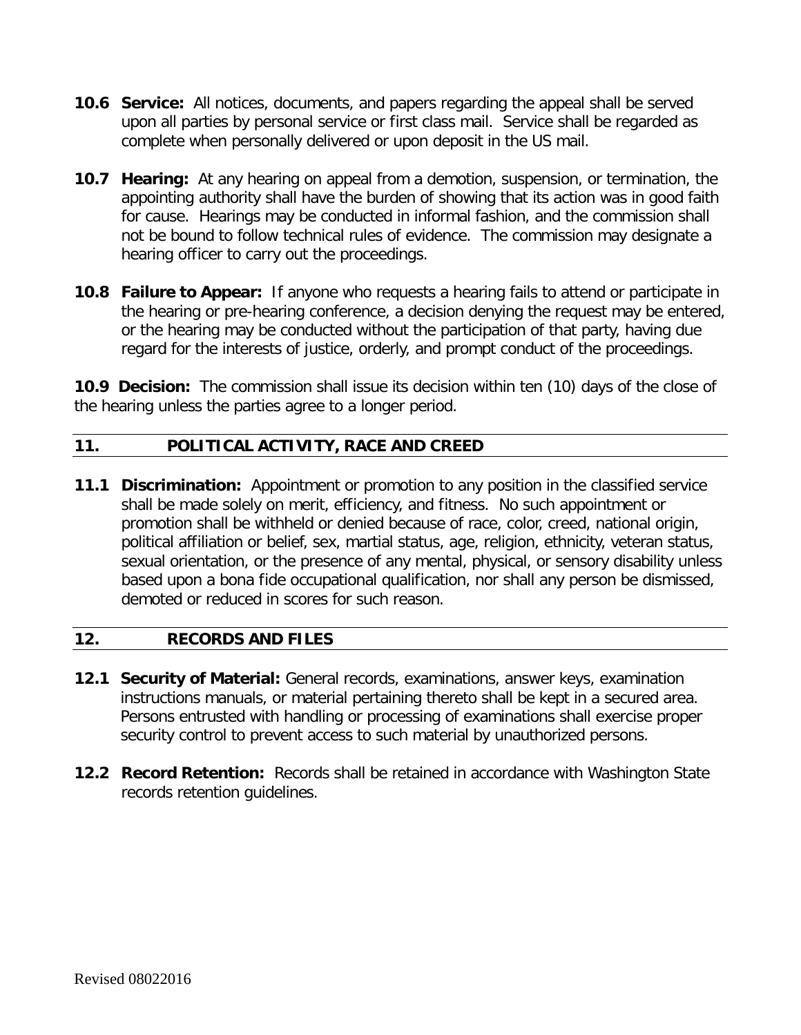**10.6 Service:** All notices, documents, and papers regarding the appeal shall be served upon all parties by personal service or first class mail. Service shall be regarded as complete when personally delivered or upon deposit in the US mail.

**10.7 Hearing:** At any hearing on appeal from a demotion, suspension, or termination, the appointing authority shall have the burden of showing that its action was in good faith for cause. Hearings may be conducted in informal fashion, and the commission shall not be bound to follow technical rules of evidence. The commission may designate a hearing officer to carry out the proceedings.

**10.8 Failure to Appear:** If anyone who requests a hearing fails to attend or participate in the hearing or pre-hearing conference, a decision denying the request may be entered, or the hearing may be conducted without the participation of that party, having due regard for the interests of justice, orderly, and prompt conduct of the proceedings.

**10.9 Decision:** The commission shall issue its decision within ten (10) days of the close of the hearing unless the parties agree to a longer period.

## 11. POLITICAL ACTIVITY, RACE AND CREED

**11.1 Discrimination:** Appointment or promotion to any position in the classified service shall be made solely on merit, efficiency, and fitness. No such appointment or promotion shall be withheld or denied because of race, color, creed, national origin, political affiliation or belief, sex, martial status, age, religion, ethnicity, veteran status, sexual orientation, or the presence of any mental, physical, or sensory disability unless based upon a bona fide occupational qualification, nor shall any person be dismissed, demoted or reduced in scores for such reason.

## 12. RECORDS AND FILES

**12.1 Security of Material:** General records, examinations, answer keys, examination instructions manuals, or material pertaining thereto shall be kept in a secured area. Persons entrusted with handling or processing of examinations shall exercise proper security control to prevent access to such material by unauthorized persons.

**12.2 Record Retention:** Records shall be retained in accordance with Washington State records retention guidelines.

Revised 08022016